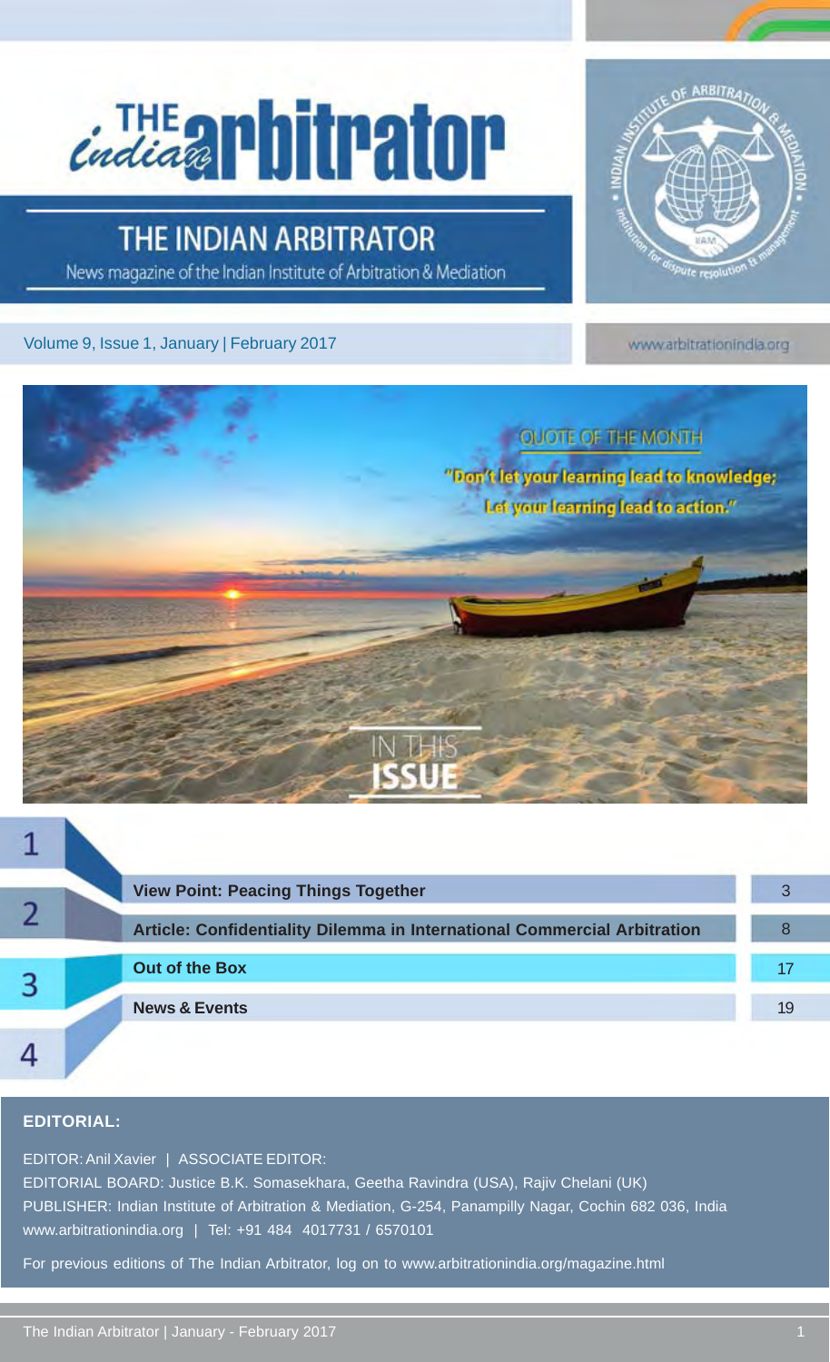# THE indian arbitrator

## THE INDIAN ARBITRATOR

News magazine of the Indian Institute of Arbitration & Mediation

Volume 9, Issue 1, January | February 2017

www.arbitrationindia.org

QUOTE OF THE MONTH

**"Don't let your learning lead to knowledge; Let your learning lead to action."**

IN THIS **ISSUE**

| | | |
|---|---|---|
| 1 | **View Point: Peacing Things Together** | 3 |
| 2 | **Article: Confidentiality Dilemma in International Commercial Arbitration** | 8 |
| 3 | **Out of the Box** | 17 |
| 4 | **News & Events** | 19 |

**EDITORIAL:**

EDITOR: Anil Xavier | ASSOCIATE EDITOR:

EDITORIAL BOARD: Justice B.K. Somasekhara, Geetha Ravindra (USA), Rajiv Chelani (UK)

PUBLISHER: Indian Institute of Arbitration & Mediation, G-254, Panampilly Nagar, Cochin 682 036, India

www.arbitrationindia.org | Tel: +91 484 4017731 / 6570101

For previous editions of The Indian Arbitrator, log on to www.arbitrationindia.org/magazine.html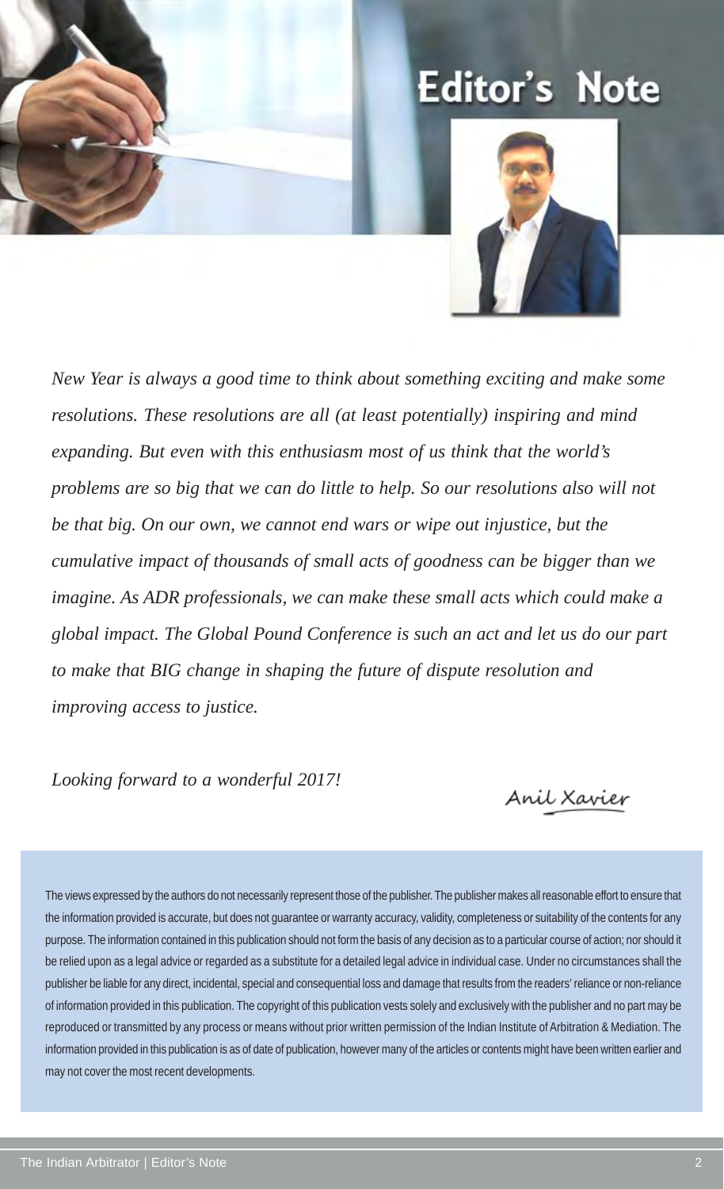# Editor's Note

*New Year is always a good time to think about something exciting and make some resolutions. These resolutions are all (at least potentially) inspiring and mind expanding. But even with this enthusiasm most of us think that the world's problems are so big that we can do little to help. So our resolutions also will not be that big. On our own, we cannot end wars or wipe out injustice, but the cumulative impact of thousands of small acts of goodness can be bigger than we imagine. As ADR professionals, we can make these small acts which could make a global impact. The Global Pound Conference is such an act and let us do our part to make that BIG change in shaping the future of dispute resolution and improving access to justice.*

*Looking forward to a wonderful 2017!*

Anil Xavier

The views expressed by the authors do not necessarily represent those of the publisher. The publisher makes all reasonable effort to ensure that the information provided is accurate, but does not guarantee or warranty accuracy, validity, completeness or suitability of the contents for any purpose. The information contained in this publication should not form the basis of any decision as to a particular course of action; nor should it be relied upon as a legal advice or regarded as a substitute for a detailed legal advice in individual case. Under no circumstances shall the publisher be liable for any direct, incidental, special and consequential loss and damage that results from the readers' reliance or non-reliance of information provided in this publication. The copyright of this publication vests solely and exclusively with the publisher and no part may be reproduced or transmitted by any process or means without prior written permission of the Indian Institute of Arbitration & Mediation. The information provided in this publication is as of date of publication, however many of the articles or contents might have been written earlier and may not cover the most recent developments.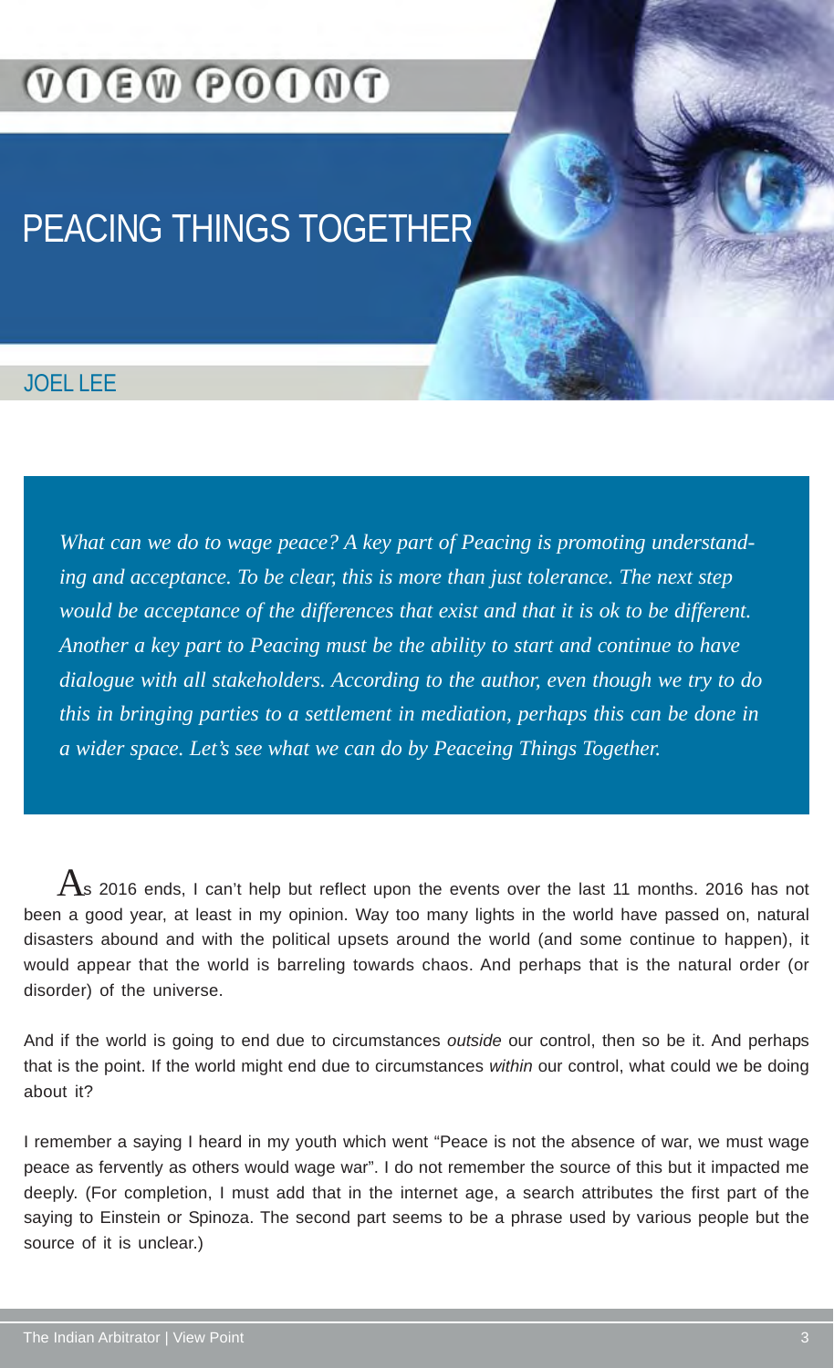VIEW POINT

# PEACING THINGS TOGETHER

JOEL LEE

*What can we do to wage peace? A key part of Peacing is promoting understanding and acceptance. To be clear, this is more than just tolerance. The next step would be acceptance of the differences that exist and that it is ok to be different. Another a key part to Peacing must be the ability to start and continue to have dialogue with all stakeholders. According to the author, even though we try to do this in bringing parties to a settlement in mediation, perhaps this can be done in a wider space. Let's see what we can do by Peaceing Things Together.*

As 2016 ends, I can't help but reflect upon the events over the last 11 months. 2016 has not been a good year, at least in my opinion. Way too many lights in the world have passed on, natural disasters abound and with the political upsets around the world (and some continue to happen), it would appear that the world is barreling towards chaos. And perhaps that is the natural order (or disorder) of the universe.

And if the world is going to end due to circumstances *outside* our control, then so be it. And perhaps that is the point. If the world might end due to circumstances *within* our control, what could we be doing about it?

I remember a saying I heard in my youth which went "Peace is not the absence of war, we must wage peace as fervently as others would wage war". I do not remember the source of this but it impacted me deeply. (For completion, I must add that in the internet age, a search attributes the first part of the saying to Einstein or Spinoza. The second part seems to be a phrase used by various people but the source of it is unclear.)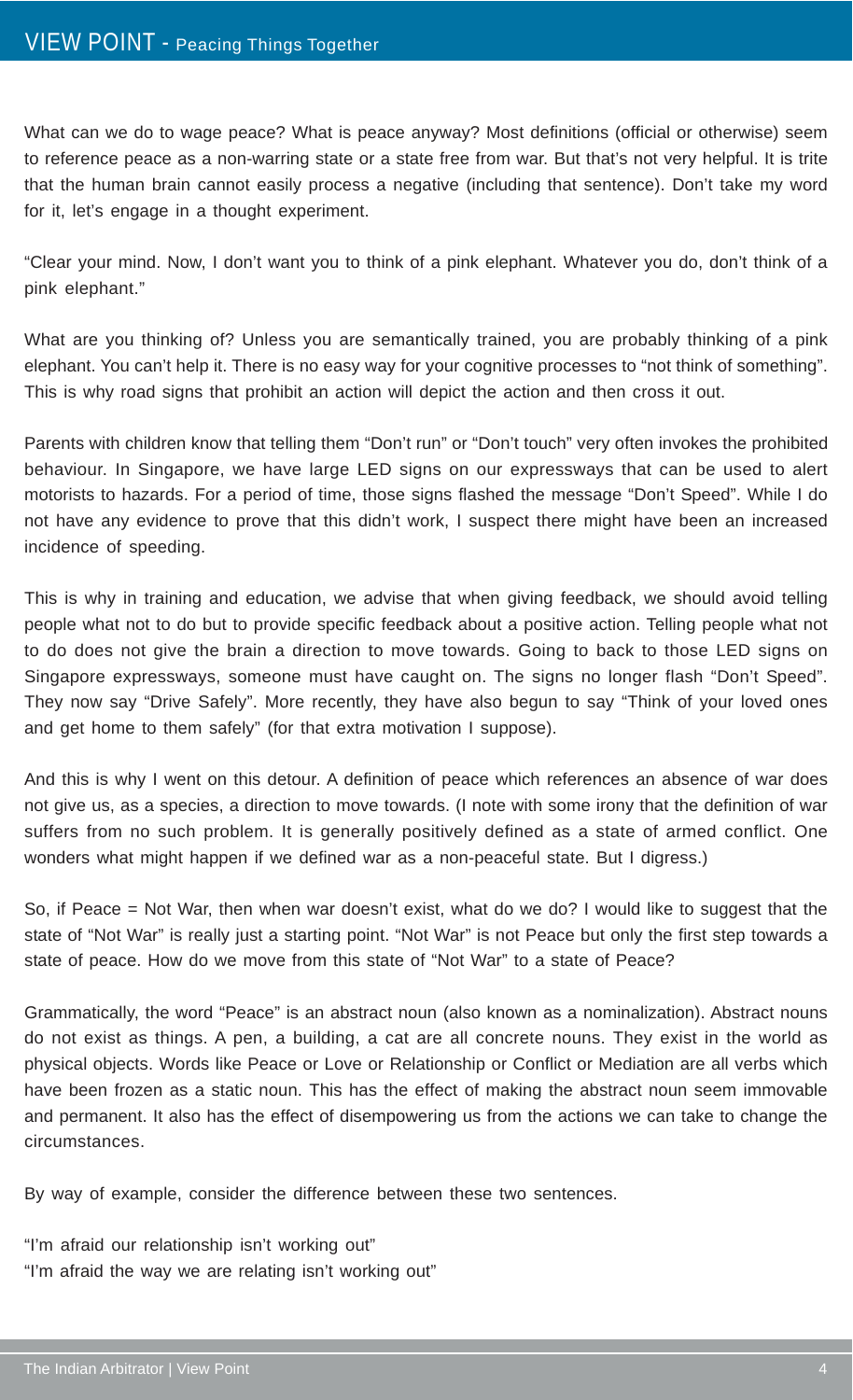## VIEW POINT - Peacing Things Together

What can we do to wage peace? What is peace anyway? Most definitions (official or otherwise) seem to reference peace as a non-warring state or a state free from war. But that's not very helpful. It is trite that the human brain cannot easily process a negative (including that sentence). Don't take my word for it, let's engage in a thought experiment.

"Clear your mind. Now, I don't want you to think of a pink elephant. Whatever you do, don't think of a pink elephant."

What are you thinking of? Unless you are semantically trained, you are probably thinking of a pink elephant. You can't help it. There is no easy way for your cognitive processes to "not think of something". This is why road signs that prohibit an action will depict the action and then cross it out.

Parents with children know that telling them "Don't run" or "Don't touch" very often invokes the prohibited behaviour. In Singapore, we have large LED signs on our expressways that can be used to alert motorists to hazards. For a period of time, those signs flashed the message "Don't Speed". While I do not have any evidence to prove that this didn't work, I suspect there might have been an increased incidence of speeding.

This is why in training and education, we advise that when giving feedback, we should avoid telling people what not to do but to provide specific feedback about a positive action. Telling people what not to do does not give the brain a direction to move towards. Going to back to those LED signs on Singapore expressways, someone must have caught on. The signs no longer flash "Don't Speed". They now say "Drive Safely". More recently, they have also begun to say "Think of your loved ones and get home to them safely" (for that extra motivation I suppose).

And this is why I went on this detour. A definition of peace which references an absence of war does not give us, as a species, a direction to move towards. (I note with some irony that the definition of war suffers from no such problem. It is generally positively defined as a state of armed conflict. One wonders what might happen if we defined war as a non-peaceful state. But I digress.)

So, if Peace = Not War, then when war doesn't exist, what do we do? I would like to suggest that the state of "Not War" is really just a starting point. "Not War" is not Peace but only the first step towards a state of peace. How do we move from this state of "Not War" to a state of Peace?

Grammatically, the word "Peace" is an abstract noun (also known as a nominalization). Abstract nouns do not exist as things. A pen, a building, a cat are all concrete nouns. They exist in the world as physical objects. Words like Peace or Love or Relationship or Conflict or Mediation are all verbs which have been frozen as a static noun. This has the effect of making the abstract noun seem immovable and permanent. It also has the effect of disempowering us from the actions we can take to change the circumstances.

By way of example, consider the difference between these two sentences.

"I'm afraid our relationship isn't working out"
"I'm afraid the way we are relating isn't working out"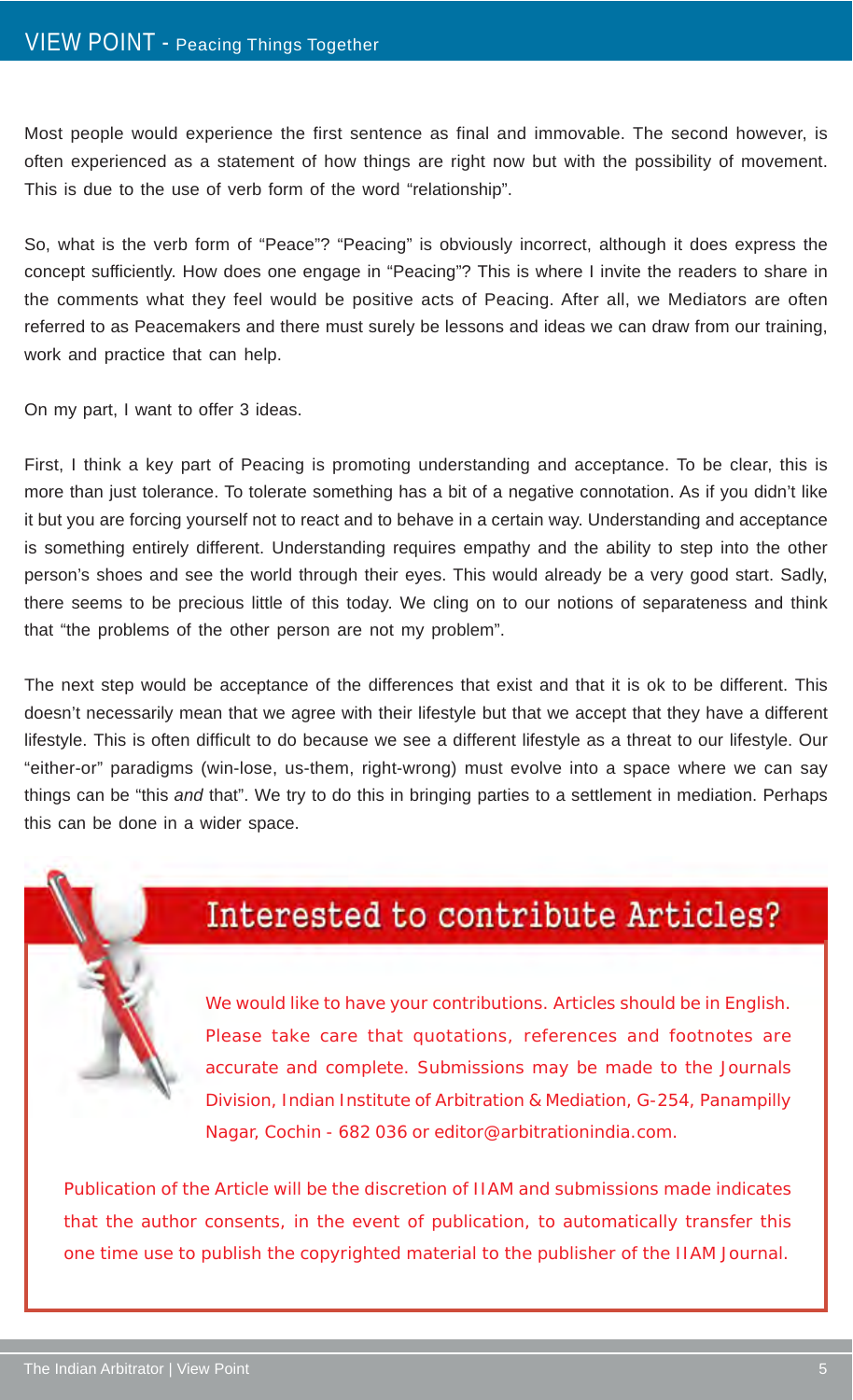Most people would experience the first sentence as final and immovable. The second however, is often experienced as a statement of how things are right now but with the possibility of movement. This is due to the use of verb form of the word "relationship".

So, what is the verb form of "Peace"? "Peacing" is obviously incorrect, although it does express the concept sufficiently. How does one engage in "Peacing"? This is where I invite the readers to share in the comments what they feel would be positive acts of Peacing. After all, we Mediators are often referred to as Peacemakers and there must surely be lessons and ideas we can draw from our training, work and practice that can help.

On my part, I want to offer 3 ideas.

First, I think a key part of Peacing is promoting understanding and acceptance. To be clear, this is more than just tolerance. To tolerate something has a bit of a negative connotation. As if you didn't like it but you are forcing yourself not to react and to behave in a certain way. Understanding and acceptance is something entirely different. Understanding requires empathy and the ability to step into the other person's shoes and see the world through their eyes. This would already be a very good start. Sadly, there seems to be precious little of this today. We cling on to our notions of separateness and think that "the problems of the other person are not my problem".

The next step would be acceptance of the differences that exist and that it is ok to be different. This doesn't necessarily mean that we agree with their lifestyle but that we accept that they have a different lifestyle. This is often difficult to do because we see a different lifestyle as a threat to our lifestyle. Our "either-or" paradigms (win-lose, us-them, right-wrong) must evolve into a space where we can say things can be "this *and* that". We try to do this in bringing parties to a settlement in mediation. Perhaps this can be done in a wider space.

## Interested to contribute Articles?

We would like to have your contributions. Articles should be in English. Please take care that quotations, references and footnotes are accurate and complete. Submissions may be made to the Journals Division, Indian Institute of Arbitration & Mediation, G-254, Panampilly Nagar, Cochin - 682 036 or editor@arbitrationindia.com.

Publication of the Article will be the discretion of IIAM and submissions made indicates that the author consents, in the event of publication, to automatically transfer this one time use to publish the copyrighted material to the publisher of the IIAM Journal.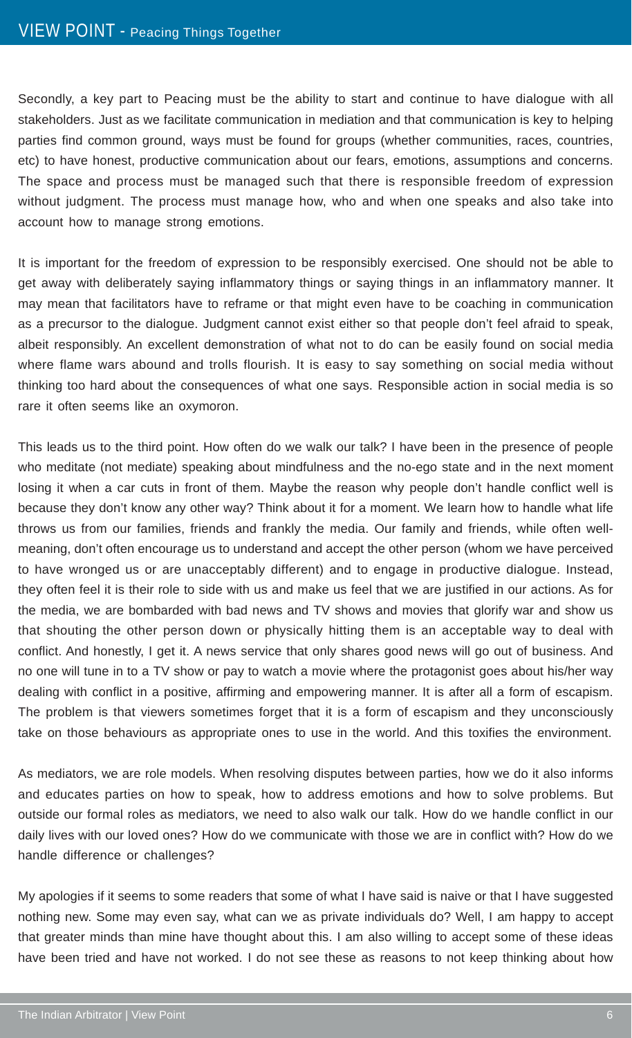Secondly, a key part to Peacing must be the ability to start and continue to have dialogue with all stakeholders. Just as we facilitate communication in mediation and that communication is key to helping parties find common ground, ways must be found for groups (whether communities, races, countries, etc) to have honest, productive communication about our fears, emotions, assumptions and concerns. The space and process must be managed such that there is responsible freedom of expression without judgment. The process must manage how, who and when one speaks and also take into account how to manage strong emotions.

It is important for the freedom of expression to be responsibly exercised. One should not be able to get away with deliberately saying inflammatory things or saying things in an inflammatory manner. It may mean that facilitators have to reframe or that might even have to be coaching in communication as a precursor to the dialogue. Judgment cannot exist either so that people don't feel afraid to speak, albeit responsibly. An excellent demonstration of what not to do can be easily found on social media where flame wars abound and trolls flourish. It is easy to say something on social media without thinking too hard about the consequences of what one says. Responsible action in social media is so rare it often seems like an oxymoron.

This leads us to the third point. How often do we walk our talk? I have been in the presence of people who meditate (not mediate) speaking about mindfulness and the no-ego state and in the next moment losing it when a car cuts in front of them. Maybe the reason why people don't handle conflict well is because they don't know any other way? Think about it for a moment. We learn how to handle what life throws us from our families, friends and frankly the media. Our family and friends, while often well-meaning, don't often encourage us to understand and accept the other person (whom we have perceived to have wronged us or are unacceptably different) and to engage in productive dialogue. Instead, they often feel it is their role to side with us and make us feel that we are justified in our actions. As for the media, we are bombarded with bad news and TV shows and movies that glorify war and show us that shouting the other person down or physically hitting them is an acceptable way to deal with conflict. And honestly, I get it. A news service that only shares good news will go out of business. And no one will tune in to a TV show or pay to watch a movie where the protagonist goes about his/her way dealing with conflict in a positive, affirming and empowering manner. It is after all a form of escapism. The problem is that viewers sometimes forget that it is a form of escapism and they unconsciously take on those behaviours as appropriate ones to use in the world. And this toxifies the environment.

As mediators, we are role models. When resolving disputes between parties, how we do it also informs and educates parties on how to speak, how to address emotions and how to solve problems. But outside our formal roles as mediators, we need to also walk our talk. How do we handle conflict in our daily lives with our loved ones? How do we communicate with those we are in conflict with? How do we handle difference or challenges?

My apologies if it seems to some readers that some of what I have said is naive or that I have suggested nothing new. Some may even say, what can we as private individuals do? Well, I am happy to accept that greater minds than mine have thought about this. I am also willing to accept some of these ideas have been tried and have not worked. I do not see these as reasons to not keep thinking about how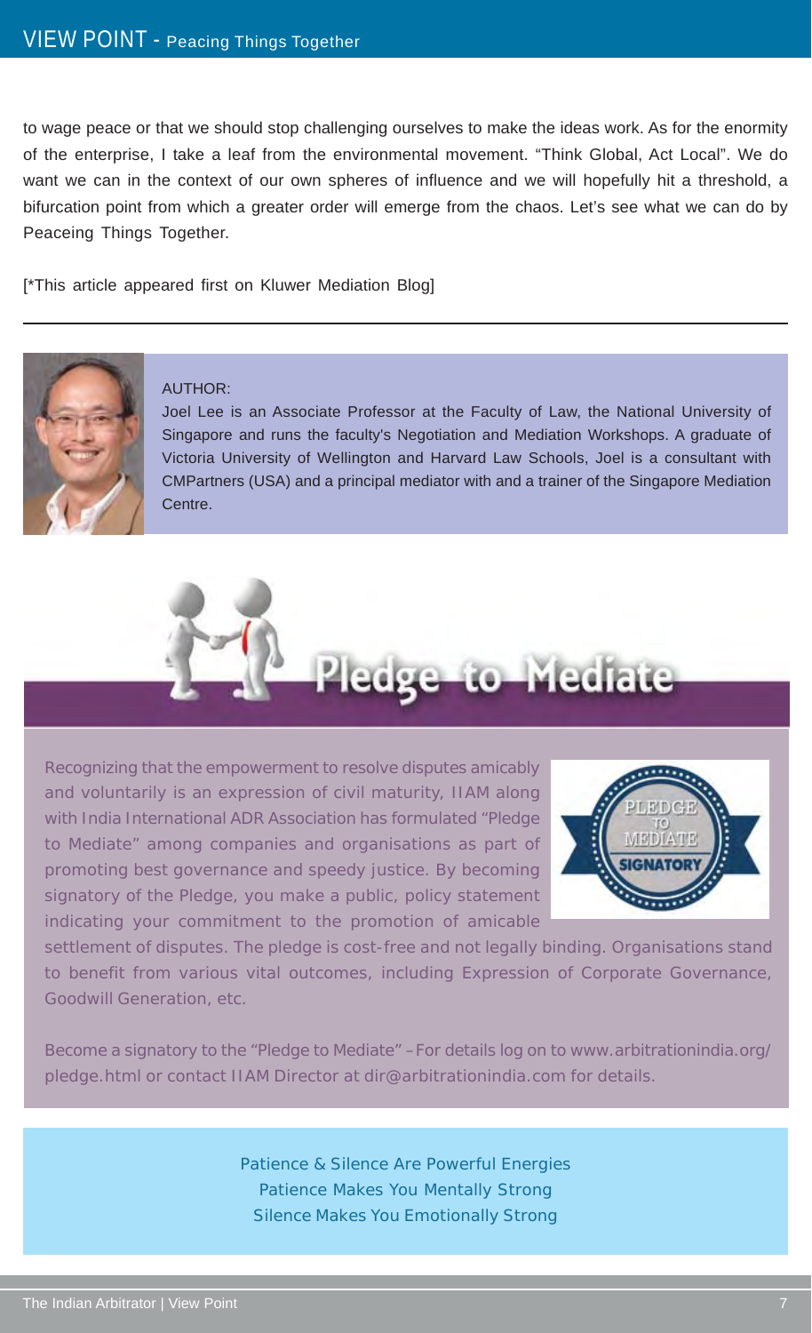to wage peace or that we should stop challenging ourselves to make the ideas work. As for the enormity of the enterprise, I take a leaf from the environmental movement. "Think Global, Act Local". We do want we can in the context of our own spheres of influence and we will hopefully hit a threshold, a bifurcation point from which a greater order will emerge from the chaos. Let's see what we can do by Peaceing Things Together.

[*This article appeared first on Kluwer Mediation Blog]

---

AUTHOR:

Joel Lee is an Associate Professor at the Faculty of Law, the National University of Singapore and runs the faculty's Negotiation and Mediation Workshops. A graduate of Victoria University of Wellington and Harvard Law Schools, Joel is a consultant with CMPartners (USA) and a principal mediator with and a trainer of the Singapore Mediation Centre.

# Pledge to Mediate

Recognizing that the empowerment to resolve disputes amicably and voluntarily is an expression of civil maturity, IIAM along with India International ADR Association has formulated "Pledge to Mediate" among companies and organisations as part of promoting best governance and speedy justice. By becoming signatory of the Pledge, you make a public, policy statement indicating your commitment to the promotion of amicable settlement of disputes. The pledge is cost-free and not legally binding. Organisations stand to benefit from various vital outcomes, including Expression of Corporate Governance, Goodwill Generation, etc.

PLEDGE TO MEDIATE SIGNATORY

Become a signatory to the "Pledge to Mediate" – For details log on to www.arbitrationindia.org/pledge.html or contact IIAM Director at dir@arbitrationindia.com for details.

Patience & Silence Are Powerful Energies
Patience Makes You Mentally Strong
Silence Makes You Emotionally Strong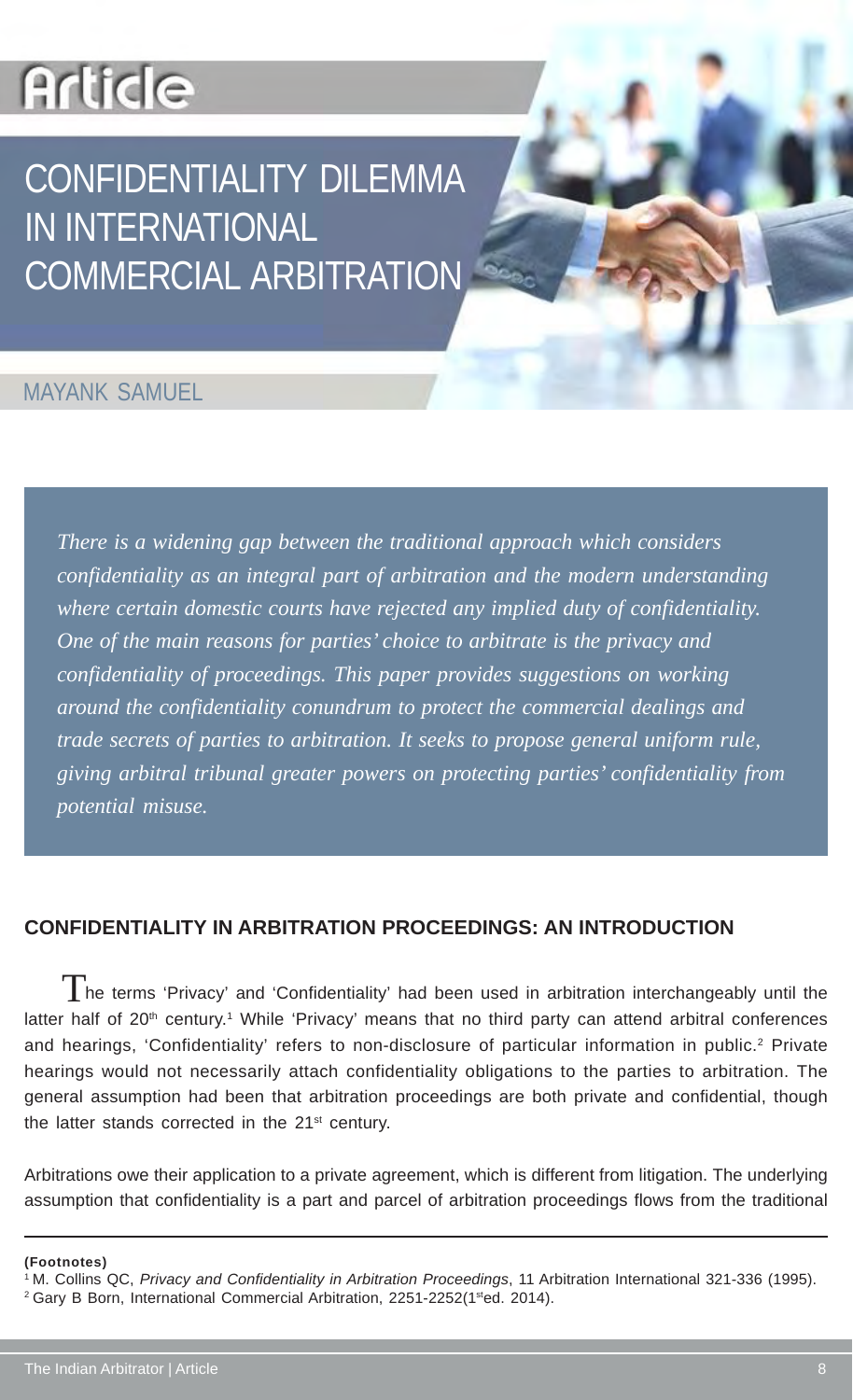# CONFIDENTIALITY DILEMMA IN INTERNATIONAL COMMERCIAL ARBITRATION

MAYANK SAMUEL

*There is a widening gap between the traditional approach which considers confidentiality as an integral part of arbitration and the modern understanding where certain domestic courts have rejected any implied duty of confidentiality. One of the main reasons for parties' choice to arbitrate is the privacy and confidentiality of proceedings. This paper provides suggestions on working around the confidentiality conundrum to protect the commercial dealings and trade secrets of parties to arbitration. It seeks to propose general uniform rule, giving arbitral tribunal greater powers on protecting parties' confidentiality from potential misuse.*

## CONFIDENTIALITY IN ARBITRATION PROCEEDINGS: AN INTRODUCTION

The terms 'Privacy' and 'Confidentiality' had been used in arbitration interchangeably until the latter half of 20th century.[1] While 'Privacy' means that no third party can attend arbitral conferences and hearings, 'Confidentiality' refers to non-disclosure of particular information in public.[2] Private hearings would not necessarily attach confidentiality obligations to the parties to arbitration. The general assumption had been that arbitration proceedings are both private and confidential, though the latter stands corrected in the 21st century.

Arbitrations owe their application to a private agreement, which is different from litigation. The underlying assumption that confidentiality is a part and parcel of arbitration proceedings flows from the traditional

**(Footnotes)**

[1] M. Collins QC, *Privacy and Confidentiality in Arbitration Proceedings*, 11 Arbitration International 321-336 (1995).

[2] Gary B Born, International Commercial Arbitration, 2251-2252(1st ed. 2014).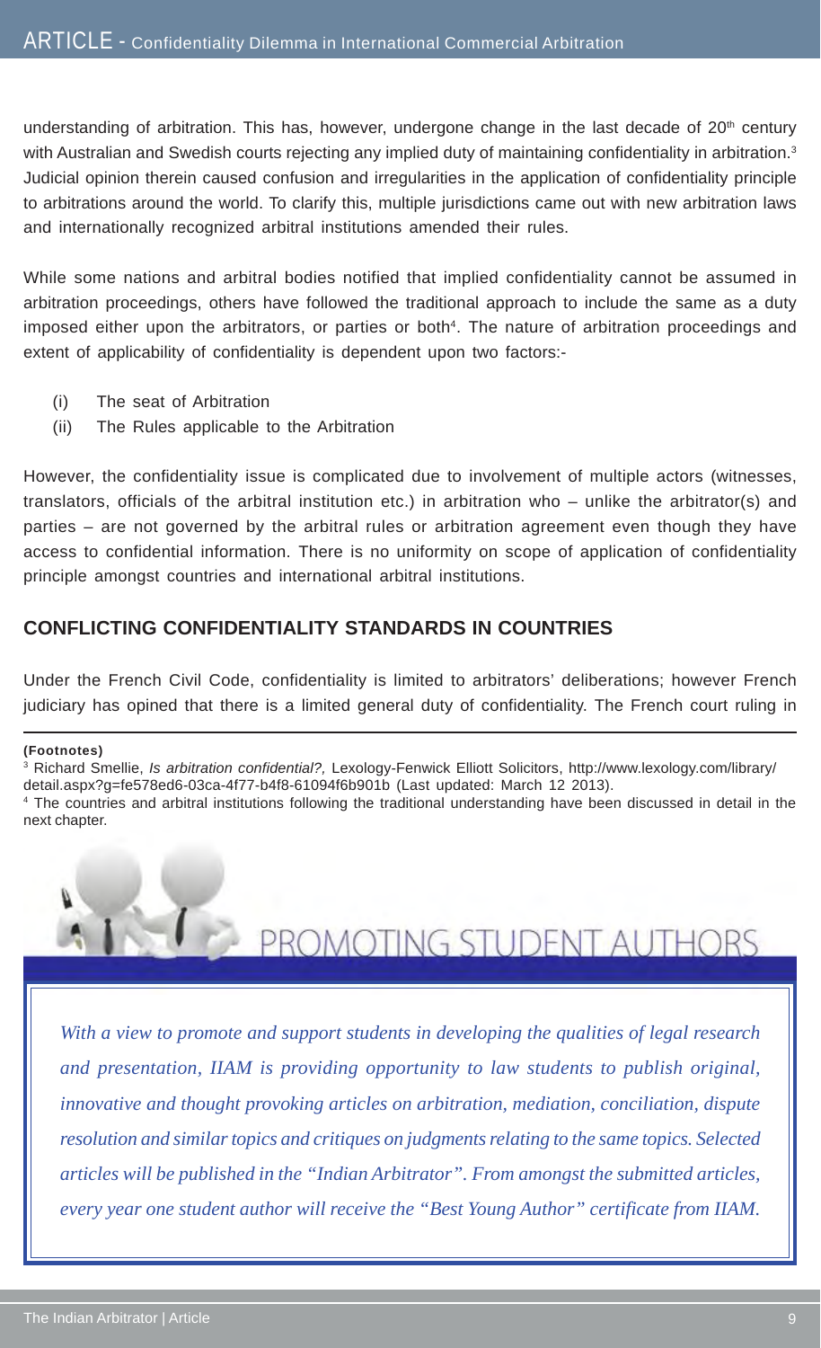understanding of arbitration. This has, however, undergone change in the last decade of 20th century with Australian and Swedish courts rejecting any implied duty of maintaining confidentiality in arbitration.[3] Judicial opinion therein caused confusion and irregularities in the application of confidentiality principle to arbitrations around the world. To clarify this, multiple jurisdictions came out with new arbitration laws and internationally recognized arbitral institutions amended their rules.

While some nations and arbitral bodies notified that implied confidentiality cannot be assumed in arbitration proceedings, others have followed the traditional approach to include the same as a duty imposed either upon the arbitrators, or parties or both[4]. The nature of arbitration proceedings and extent of applicability of confidentiality is dependent upon two factors:-

(i) The seat of Arbitration

(ii) The Rules applicable to the Arbitration

However, the confidentiality issue is complicated due to involvement of multiple actors (witnesses, translators, officials of the arbitral institution etc.) in arbitration who – unlike the arbitrator(s) and parties – are not governed by the arbitral rules or arbitration agreement even though they have access to confidential information. There is no uniformity on scope of application of confidentiality principle amongst countries and international arbitral institutions.

## CONFLICTING CONFIDENTIALITY STANDARDS IN COUNTRIES

Under the French Civil Code, confidentiality is limited to arbitrators' deliberations; however French judiciary has opined that there is a limited general duty of confidentiality. The French court ruling in

**(Footnotes)**

[3] Richard Smellie, *Is arbitration confidential?,* Lexology-Fenwick Elliott Solicitors, http://www.lexology.com/library/detail.aspx?g=fe578ed6-03ca-4f77-b4f8-61094f6b901b (Last updated: March 12 2013).

[4] The countries and arbitral institutions following the traditional understanding have been discussed in detail in the next chapter.

## PROMOTING STUDENT AUTHORS

*With a view to promote and support students in developing the qualities of legal research and presentation, IIAM is providing opportunity to law students to publish original, innovative and thought provoking articles on arbitration, mediation, conciliation, dispute resolution and similar topics and critiques on judgments relating to the same topics. Selected articles will be published in the "Indian Arbitrator". From amongst the submitted articles, every year one student author will receive the "Best Young Author" certificate from IIAM.*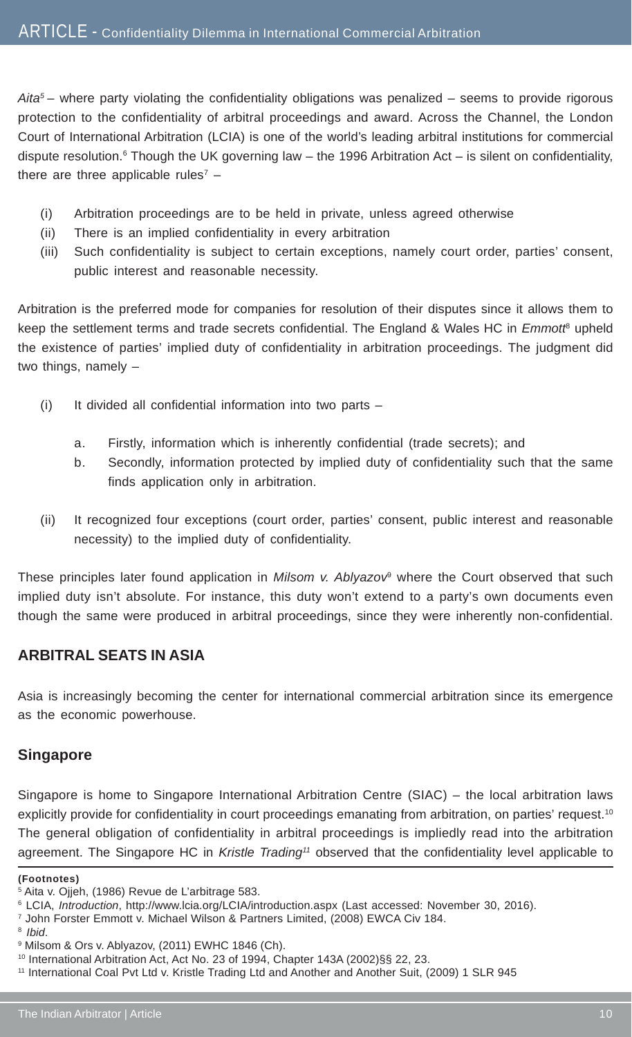*Aita*[5] – where party violating the confidentiality obligations was penalized – seems to provide rigorous protection to the confidentiality of arbitral proceedings and award. Across the Channel, the London Court of International Arbitration (LCIA) is one of the world's leading arbitral institutions for commercial dispute resolution.[6] Though the UK governing law – the 1996 Arbitration Act – is silent on confidentiality, there are three applicable rules[7] –

(i) Arbitration proceedings are to be held in private, unless agreed otherwise

(ii) There is an implied confidentiality in every arbitration

(iii) Such confidentiality is subject to certain exceptions, namely court order, parties' consent, public interest and reasonable necessity.

Arbitration is the preferred mode for companies for resolution of their disputes since it allows them to keep the settlement terms and trade secrets confidential. The England & Wales HC in *Emmott*[8] upheld the existence of parties' implied duty of confidentiality in arbitration proceedings. The judgment did two things, namely –

(i) It divided all confidential information into two parts –

  a. Firstly, information which is inherently confidential (trade secrets); and

  b. Secondly, information protected by implied duty of confidentiality such that the same finds application only in arbitration.

(ii) It recognized four exceptions (court order, parties' consent, public interest and reasonable necessity) to the implied duty of confidentiality.

These principles later found application in *Milsom v. Ablyazov*[9] where the Court observed that such implied duty isn't absolute. For instance, this duty won't extend to a party's own documents even though the same were produced in arbitral proceedings, since they were inherently non-confidential.

## ARBITRAL SEATS IN ASIA

Asia is increasingly becoming the center for international commercial arbitration since its emergence as the economic powerhouse.

### Singapore

Singapore is home to Singapore International Arbitration Centre (SIAC) – the local arbitration laws explicitly provide for confidentiality in court proceedings emanating from arbitration, on parties' request.[10] The general obligation of confidentiality in arbitral proceedings is impliedly read into the arbitration agreement. The Singapore HC in *Kristle Trading*[11] observed that the confidentiality level applicable to

**(Footnotes)**

[5] Aita v. Ojjeh, (1986) Revue de L'arbitrage 583.

[6] LCIA, *Introduction*, http://www.lcia.org/LCIA/introduction.aspx (Last accessed: November 30, 2016).

[7] John Forster Emmott v. Michael Wilson & Partners Limited, (2008) EWCA Civ 184.

[8] *Ibid*.

[9] Milsom & Ors v. Ablyazov, (2011) EWHC 1846 (Ch).

[10] International Arbitration Act, Act No. 23 of 1994, Chapter 143A (2002)§§ 22, 23.

[11] International Coal Pvt Ltd v. Kristle Trading Ltd and Another and Another Suit, (2009) 1 SLR 945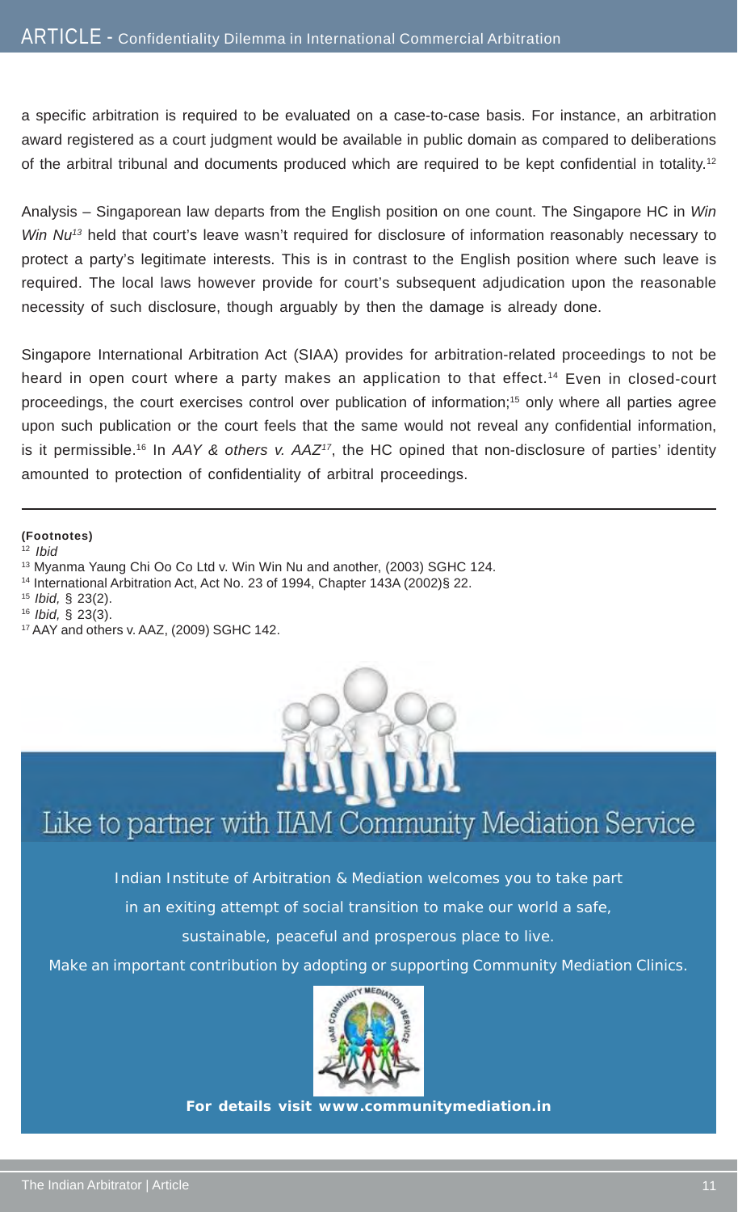a specific arbitration is required to be evaluated on a case-to-case basis. For instance, an arbitration award registered as a court judgment would be available in public domain as compared to deliberations of the arbitral tribunal and documents produced which are required to be kept confidential in totality.[12]

Analysis – Singaporean law departs from the English position on one count. The Singapore HC in *Win Win Nu*[13] held that court's leave wasn't required for disclosure of information reasonably necessary to protect a party's legitimate interests. This is in contrast to the English position where such leave is required. The local laws however provide for court's subsequent adjudication upon the reasonable necessity of such disclosure, though arguably by then the damage is already done.

Singapore International Arbitration Act (SIAA) provides for arbitration-related proceedings to not be heard in open court where a party makes an application to that effect.[14] Even in closed-court proceedings, the court exercises control over publication of information;[15] only where all parties agree upon such publication or the court feels that the same would not reveal any confidential information, is it permissible.[16] In *AAY & others v. AAZ*[17], the HC opined that non-disclosure of parties' identity amounted to protection of confidentiality of arbitral proceedings.

**(Footnotes)**

[12] *Ibid*

[13] Myanma Yaung Chi Oo Co Ltd v. Win Win Nu and another, (2003) SGHC 124.

[14] International Arbitration Act, Act No. 23 of 1994, Chapter 143A (2002)§ 22.

[15] *Ibid,* § 23(2).

[16] *Ibid,* § 23(3).

[17] AAY and others v. AAZ, (2009) SGHC 142.

## Like to partner with IIAM Community Mediation Service

Indian Institute of Arbitration & Mediation welcomes you to take part in an exiting attempt of social transition to make our world a safe, sustainable, peaceful and prosperous place to live.

Make an important contribution by adopting or supporting Community Mediation Clinics.

**For details visit www.communitymediation.in**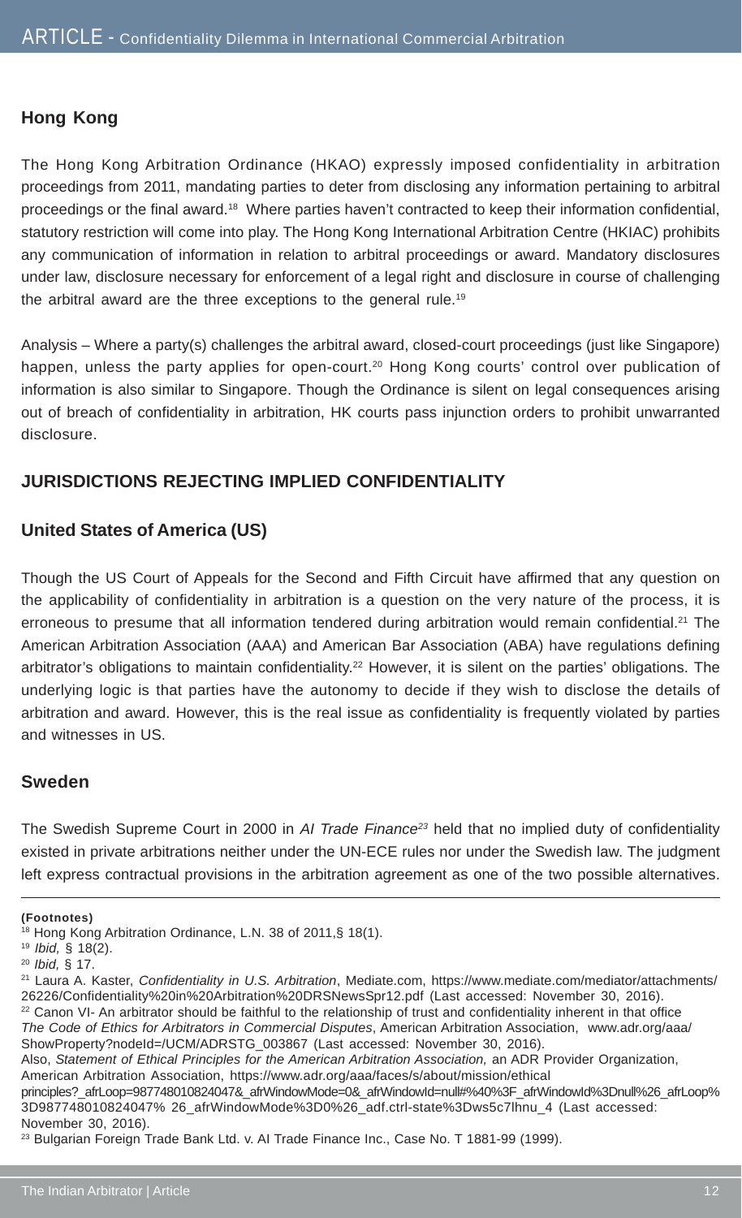## Hong Kong

The Hong Kong Arbitration Ordinance (HKAO) expressly imposed confidentiality in arbitration proceedings from 2011, mandating parties to deter from disclosing any information pertaining to arbitral proceedings or the final award.[18] Where parties haven't contracted to keep their information confidential, statutory restriction will come into play. The Hong Kong International Arbitration Centre (HKIAC) prohibits any communication of information in relation to arbitral proceedings or award. Mandatory disclosures under law, disclosure necessary for enforcement of a legal right and disclosure in course of challenging the arbitral award are the three exceptions to the general rule.[19]

Analysis – Where a party(s) challenges the arbitral award, closed-court proceedings (just like Singapore) happen, unless the party applies for open-court.[20] Hong Kong courts' control over publication of information is also similar to Singapore. Though the Ordinance is silent on legal consequences arising out of breach of confidentiality in arbitration, HK courts pass injunction orders to prohibit unwarranted disclosure.

## JURISDICTIONS REJECTING IMPLIED CONFIDENTIALITY

### United States of America (US)

Though the US Court of Appeals for the Second and Fifth Circuit have affirmed that any question on the applicability of confidentiality in arbitration is a question on the very nature of the process, it is erroneous to presume that all information tendered during arbitration would remain confidential.[21] The American Arbitration Association (AAA) and American Bar Association (ABA) have regulations defining arbitrator's obligations to maintain confidentiality.[22] However, it is silent on the parties' obligations. The underlying logic is that parties have the autonomy to decide if they wish to disclose the details of arbitration and award. However, this is the real issue as confidentiality is frequently violated by parties and witnesses in US.

### Sweden

The Swedish Supreme Court in 2000 in *AI Trade Finance*[23] held that no implied duty of confidentiality existed in private arbitrations neither under the UN-ECE rules nor under the Swedish law. The judgment left express contractual provisions in the arbitration agreement as one of the two possible alternatives.

---

**(Footnotes)**

[18] Hong Kong Arbitration Ordinance, L.N. 38 of 2011,§ 18(1).

[19] *Ibid,* § 18(2).

[20] *Ibid,* § 17.

[21] Laura A. Kaster, *Confidentiality in U.S. Arbitration*, Mediate.com, https://www.mediate.com/mediator/attachments/26226/Confidentiality%20in%20Arbitration%20DRSNewsSpr12.pdf (Last accessed: November 30, 2016).

[22] Canon VI- An arbitrator should be faithful to the relationship of trust and confidentiality inherent in that office *The Code of Ethics for Arbitrators in Commercial Disputes*, American Arbitration Association, www.adr.org/aaa/ShowProperty?nodeId=/UCM/ADRSTG_003867 (Last accessed: November 30, 2016).
Also, *Statement of Ethical Principles for the American Arbitration Association,* an ADR Provider Organization, American Arbitration Association, https://www.adr.org/aaa/faces/s/about/mission/ethical principles?_afrLoop=987748010824047&_afrWindowMode=0&_afrWindowId=null#%40%3F_afrWindowId%3Dnull%26_afrLoop%3D987748010824047% 26_afrWindowMode%3D0%26_adf.ctrl-state%3Dws5c7lhnu_4 (Last accessed: November 30, 2016).

[23] Bulgarian Foreign Trade Bank Ltd. v. AI Trade Finance Inc., Case No. T 1881-99 (1999).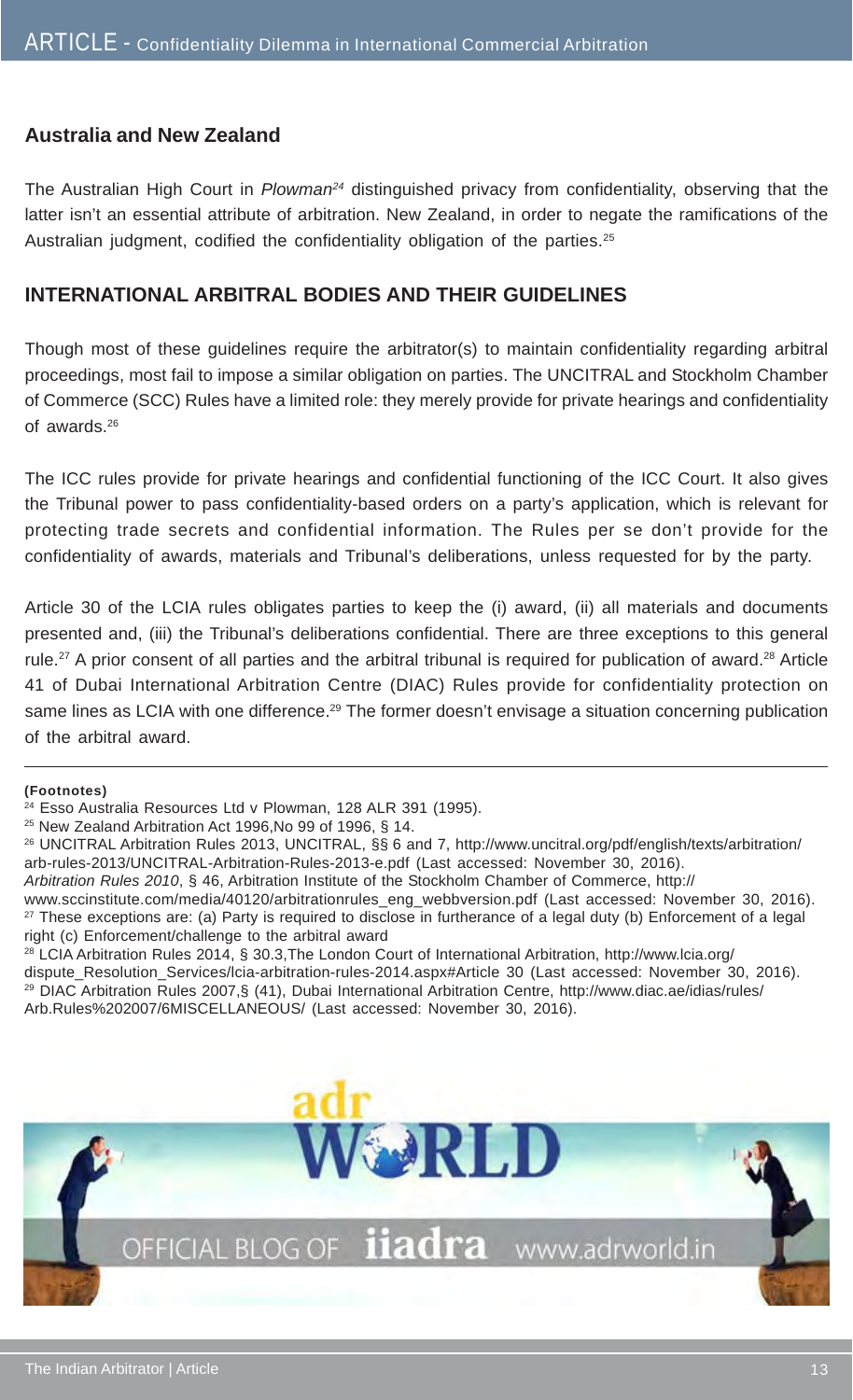## Australia and New Zealand

The Australian High Court in *Plowman*[24] distinguished privacy from confidentiality, observing that the latter isn't an essential attribute of arbitration. New Zealand, in order to negate the ramifications of the Australian judgment, codified the confidentiality obligation of the parties.[25]

## INTERNATIONAL ARBITRAL BODIES AND THEIR GUIDELINES

Though most of these guidelines require the arbitrator(s) to maintain confidentiality regarding arbitral proceedings, most fail to impose a similar obligation on parties. The UNCITRAL and Stockholm Chamber of Commerce (SCC) Rules have a limited role: they merely provide for private hearings and confidentiality of awards.[26]

The ICC rules provide for private hearings and confidential functioning of the ICC Court. It also gives the Tribunal power to pass confidentiality-based orders on a party's application, which is relevant for protecting trade secrets and confidential information. The Rules per se don't provide for the confidentiality of awards, materials and Tribunal's deliberations, unless requested for by the party.

Article 30 of the LCIA rules obligates parties to keep the (i) award, (ii) all materials and documents presented and, (iii) the Tribunal's deliberations confidential. There are three exceptions to this general rule.[27] A prior consent of all parties and the arbitral tribunal is required for publication of award.[28] Article 41 of Dubai International Arbitration Centre (DIAC) Rules provide for confidentiality protection on same lines as LCIA with one difference.[29] The former doesn't envisage a situation concerning publication of the arbitral award.

**(Footnotes)**

[24] Esso Australia Resources Ltd v Plowman, 128 ALR 391 (1995).

[25] New Zealand Arbitration Act 1996,No 99 of 1996, § 14.

[26] UNCITRAL Arbitration Rules 2013, UNCITRAL, §§ 6 and 7, http://www.uncitral.org/pdf/english/texts/arbitration/arb-rules-2013/UNCITRAL-Arbitration-Rules-2013-e.pdf (Last accessed: November 30, 2016). *Arbitration Rules 2010*, § 46, Arbitration Institute of the Stockholm Chamber of Commerce, http://www.sccinstitute.com/media/40120/arbitrationrules_eng_webbversion.pdf (Last accessed: November 30, 2016).

[27] These exceptions are: (a) Party is required to disclose in furtherance of a legal duty (b) Enforcement of a legal right (c) Enforcement/challenge to the arbitral award

[28] LCIA Arbitration Rules 2014, § 30.3,The London Court of International Arbitration, http://www.lcia.org/dispute_Resolution_Services/lcia-arbitration-rules-2014.aspx#Article 30 (Last accessed: November 30, 2016).

[29] DIAC Arbitration Rules 2007,§ (41), Dubai International Arbitration Centre, http://www.diac.ae/idias/rules/Arb.Rules%202007/6MISCELLANEOUS/ (Last accessed: November 30, 2016).

adr WORLD

OFFICIAL BLOG OF iiadra www.adrworld.in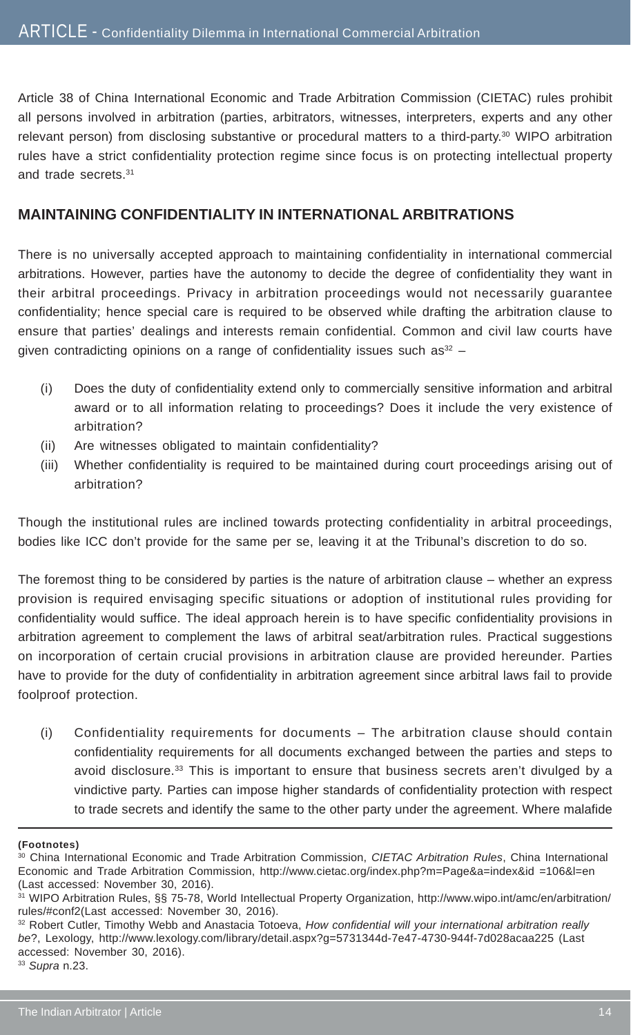Article 38 of China International Economic and Trade Arbitration Commission (CIETAC) rules prohibit all persons involved in arbitration (parties, arbitrators, witnesses, interpreters, experts and any other relevant person) from disclosing substantive or procedural matters to a third-party.[30] WIPO arbitration rules have a strict confidentiality protection regime since focus is on protecting intellectual property and trade secrets.[31]

## MAINTAINING CONFIDENTIALITY IN INTERNATIONAL ARBITRATIONS

There is no universally accepted approach to maintaining confidentiality in international commercial arbitrations. However, parties have the autonomy to decide the degree of confidentiality they want in their arbitral proceedings. Privacy in arbitration proceedings would not necessarily guarantee confidentiality; hence special care is required to be observed while drafting the arbitration clause to ensure that parties' dealings and interests remain confidential. Common and civil law courts have given contradicting opinions on a range of confidentiality issues such as[32] –

(i) Does the duty of confidentiality extend only to commercially sensitive information and arbitral award or to all information relating to proceedings? Does it include the very existence of arbitration?

(ii) Are witnesses obligated to maintain confidentiality?

(iii) Whether confidentiality is required to be maintained during court proceedings arising out of arbitration?

Though the institutional rules are inclined towards protecting confidentiality in arbitral proceedings, bodies like ICC don't provide for the same per se, leaving it at the Tribunal's discretion to do so.

The foremost thing to be considered by parties is the nature of arbitration clause – whether an express provision is required envisaging specific situations or adoption of institutional rules providing for confidentiality would suffice. The ideal approach herein is to have specific confidentiality provisions in arbitration agreement to complement the laws of arbitral seat/arbitration rules. Practical suggestions on incorporation of certain crucial provisions in arbitration clause are provided hereunder. Parties have to provide for the duty of confidentiality in arbitration agreement since arbitral laws fail to provide foolproof protection.

(i) Confidentiality requirements for documents – The arbitration clause should contain confidentiality requirements for all documents exchanged between the parties and steps to avoid disclosure.[33] This is important to ensure that business secrets aren't divulged by a vindictive party. Parties can impose higher standards of confidentiality protection with respect to trade secrets and identify the same to the other party under the agreement. Where malafide

---

**(Footnotes)**

[30] China International Economic and Trade Arbitration Commission, *CIETAC Arbitration Rules*, China International Economic and Trade Arbitration Commission, http://www.cietac.org/index.php?m=Page&a=index&id =106&l=en (Last accessed: November 30, 2016).

[31] WIPO Arbitration Rules, §§ 75-78, World Intellectual Property Organization, http://www.wipo.int/amc/en/arbitration/rules/#conf2(Last accessed: November 30, 2016).

[32] Robert Cutler, Timothy Webb and Anastacia Totoeva, *How confidential will your international arbitration really be*?, Lexology, http://www.lexology.com/library/detail.aspx?g=5731344d-7e47-4730-944f-7d028acaa225 (Last accessed: November 30, 2016).

[33] *Supra* n.23.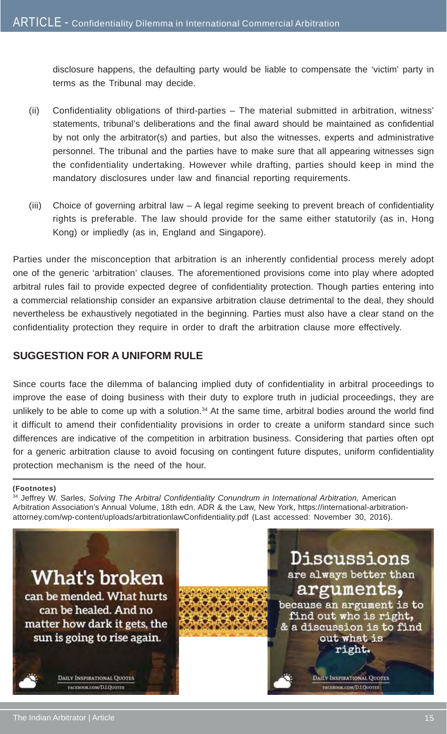disclosure happens, the defaulting party would be liable to compensate the 'victim' party in terms as the Tribunal may decide.

(ii) Confidentiality obligations of third-parties – The material submitted in arbitration, witness' statements, tribunal's deliberations and the final award should be maintained as confidential by not only the arbitrator(s) and parties, but also the witnesses, experts and administrative personnel. The tribunal and the parties have to make sure that all appearing witnesses sign the confidentiality undertaking. However while drafting, parties should keep in mind the mandatory disclosures under law and financial reporting requirements.

(iii) Choice of governing arbitral law – A legal regime seeking to prevent breach of confidentiality rights is preferable. The law should provide for the same either statutorily (as in, Hong Kong) or impliedly (as in, England and Singapore).

Parties under the misconception that arbitration is an inherently confidential process merely adopt one of the generic 'arbitration' clauses. The aforementioned provisions come into play where adopted arbitral rules fail to provide expected degree of confidentiality protection. Though parties entering into a commercial relationship consider an expansive arbitration clause detrimental to the deal, they should nevertheless be exhaustively negotiated in the beginning. Parties must also have a clear stand on the confidentiality protection they require in order to draft the arbitration clause more effectively.

## SUGGESTION FOR A UNIFORM RULE

Since courts face the dilemma of balancing implied duty of confidentiality in arbitral proceedings to improve the ease of doing business with their duty to explore truth in judicial proceedings, they are unlikely to be able to come up with a solution.[34] At the same time, arbitral bodies around the world find it difficult to amend their confidentiality provisions in order to create a uniform standard since such differences are indicative of the competition in arbitration business. Considering that parties often opt for a generic arbitration clause to avoid focusing on contingent future disputes, uniform confidentiality protection mechanism is the need of the hour.

---

**(Footnotes)**

[34] Jeffrey W. Sarles, *Solving The Arbitral Confidentiality Conundrum in International Arbitration,* American Arbitration Association's Annual Volume, 18th edn. ADR & the Law, New York, https://international-arbitration-attorney.com/wp-content/uploads/arbitrationlawConfidentiality.pdf (Last accessed: November 30, 2016).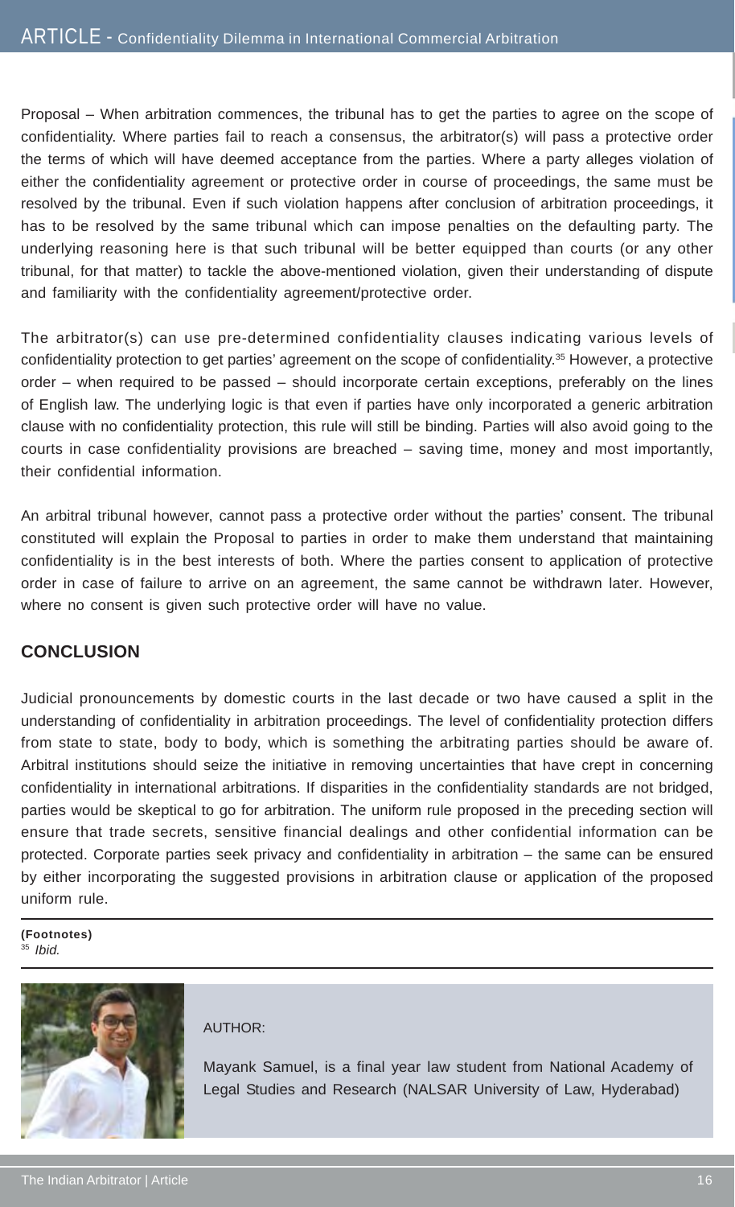Proposal – When arbitration commences, the tribunal has to get the parties to agree on the scope of confidentiality. Where parties fail to reach a consensus, the arbitrator(s) will pass a protective order the terms of which will have deemed acceptance from the parties. Where a party alleges violation of either the confidentiality agreement or protective order in course of proceedings, the same must be resolved by the tribunal. Even if such violation happens after conclusion of arbitration proceedings, it has to be resolved by the same tribunal which can impose penalties on the defaulting party. The underlying reasoning here is that such tribunal will be better equipped than courts (or any other tribunal, for that matter) to tackle the above-mentioned violation, given their understanding of dispute and familiarity with the confidentiality agreement/protective order.

The arbitrator(s) can use pre-determined confidentiality clauses indicating various levels of confidentiality protection to get parties' agreement on the scope of confidentiality.[35] However, a protective order – when required to be passed – should incorporate certain exceptions, preferably on the lines of English law. The underlying logic is that even if parties have only incorporated a generic arbitration clause with no confidentiality protection, this rule will still be binding. Parties will also avoid going to the courts in case confidentiality provisions are breached – saving time, money and most importantly, their confidential information.

An arbitral tribunal however, cannot pass a protective order without the parties' consent. The tribunal constituted will explain the Proposal to parties in order to make them understand that maintaining confidentiality is in the best interests of both. Where the parties consent to application of protective order in case of failure to arrive on an agreement, the same cannot be withdrawn later. However, where no consent is given such protective order will have no value.

## CONCLUSION

Judicial pronouncements by domestic courts in the last decade or two have caused a split in the understanding of confidentiality in arbitration proceedings. The level of confidentiality protection differs from state to state, body to body, which is something the arbitrating parties should be aware of. Arbitral institutions should seize the initiative in removing uncertainties that have crept in concerning confidentiality in international arbitrations. If disparities in the confidentiality standards are not bridged, parties would be skeptical to go for arbitration. The uniform rule proposed in the preceding section will ensure that trade secrets, sensitive financial dealings and other confidential information can be protected. Corporate parties seek privacy and confidentiality in arbitration – the same can be ensured by either incorporating the suggested provisions in arbitration clause or application of the proposed uniform rule.

**(Footnotes)**

[35] *Ibid.*

AUTHOR:

Mayank Samuel, is a final year law student from National Academy of Legal Studies and Research (NALSAR University of Law, Hyderabad)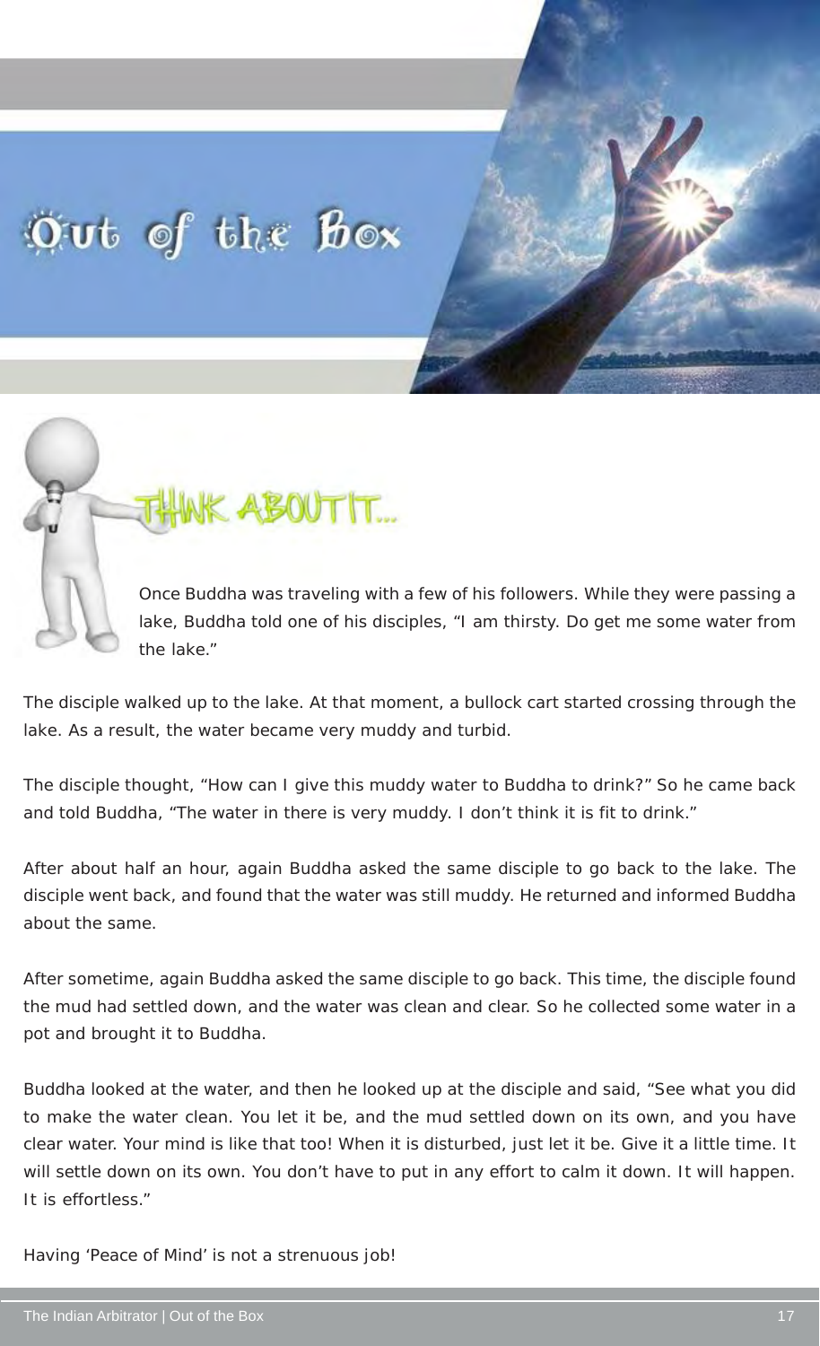# Out of the Box

## THINK ABOUT IT...

Once Buddha was traveling with a few of his followers. While they were passing a lake, Buddha told one of his disciples, “I am thirsty. Do get me some water from the lake.”

The disciple walked up to the lake. At that moment, a bullock cart started crossing through the lake. As a result, the water became very muddy and turbid.

The disciple thought, “How can I give this muddy water to Buddha to drink?” So he came back and told Buddha, “The water in there is very muddy. I don’t think it is fit to drink.”

After about half an hour, again Buddha asked the same disciple to go back to the lake. The disciple went back, and found that the water was still muddy. He returned and informed Buddha about the same.

After sometime, again Buddha asked the same disciple to go back. This time, the disciple found the mud had settled down, and the water was clean and clear. So he collected some water in a pot and brought it to Buddha.

Buddha looked at the water, and then he looked up at the disciple and said, “See what you did to make the water clean. You let it be, and the mud settled down on its own, and you have clear water. Your mind is like that too! When it is disturbed, just let it be. Give it a little time. It will settle down on its own. You don’t have to put in any effort to calm it down. It will happen. It is effortless.”

Having ‘Peace of Mind’ is not a strenuous job!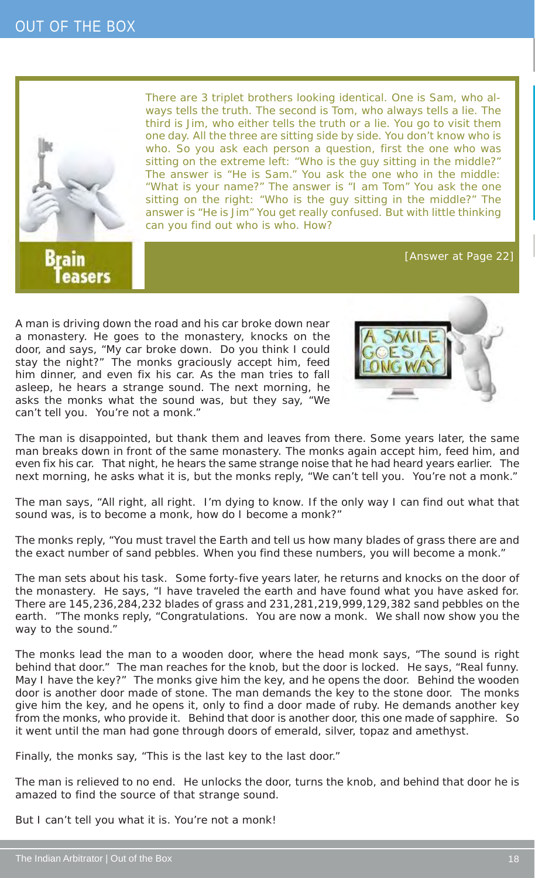# OUT OF THE BOX

## Brain Teasers

There are 3 triplet brothers looking identical. One is Sam, who always tells the truth. The second is Tom, who always tells a lie. The third is Jim, who either tells the truth or a lie. You go to visit them one day. All the three are sitting side by side. You don't know who is who. So you ask each person a question, first the one who was sitting on the extreme left: "Who is the guy sitting in the middle?" The answer is "He is Sam." You ask the one who in the middle: "What is your name?" The answer is "I am Tom" You ask the one sitting on the right: "Who is the guy sitting in the middle?" The answer is "He is Jim" You get really confused. But with little thinking can you find out who is who. How?

[Answer at Page 22]

A SMILE GOES A LONG WAY

A man is driving down the road and his car broke down near a monastery. He goes to the monastery, knocks on the door, and says, "My car broke down. Do you think I could stay the night?" The monks graciously accept him, feed him dinner, and even fix his car. As the man tries to fall asleep, he hears a strange sound. The next morning, he asks the monks what the sound was, but they say, "We can't tell you. You're not a monk."

The man is disappointed, but thank them and leaves from there. Some years later, the same man breaks down in front of the same monastery. The monks again accept him, feed him, and even fix his car. That night, he hears the same strange noise that he had heard years earlier. The next morning, he asks what it is, but the monks reply, "We can't tell you. You're not a monk."

The man says, "All right, all right. I'm dying to know. If the only way I can find out what that sound was, is to become a monk, how do I become a monk?"

The monks reply, "You must travel the Earth and tell us how many blades of grass there are and the exact number of sand pebbles. When you find these numbers, you will become a monk."

The man sets about his task. Some forty-five years later, he returns and knocks on the door of the monastery. He says, "I have traveled the earth and have found what you have asked for. There are 145,236,284,232 blades of grass and 231,281,219,999,129,382 sand pebbles on the earth. "The monks reply, "Congratulations. You are now a monk. We shall now show you the way to the sound."

The monks lead the man to a wooden door, where the head monk says, "The sound is right behind that door." The man reaches for the knob, but the door is locked. He says, "Real funny. May I have the key?" The monks give him the key, and he opens the door. Behind the wooden door is another door made of stone. The man demands the key to the stone door. The monks give him the key, and he opens it, only to find a door made of ruby. He demands another key from the monks, who provide it. Behind that door is another door, this one made of sapphire. So it went until the man had gone through doors of emerald, silver, topaz and amethyst.

Finally, the monks say, "This is the last key to the last door."

The man is relieved to no end. He unlocks the door, turns the knob, and behind that door he is amazed to find the source of that strange sound.

But I can't tell you what it is. You're not a monk!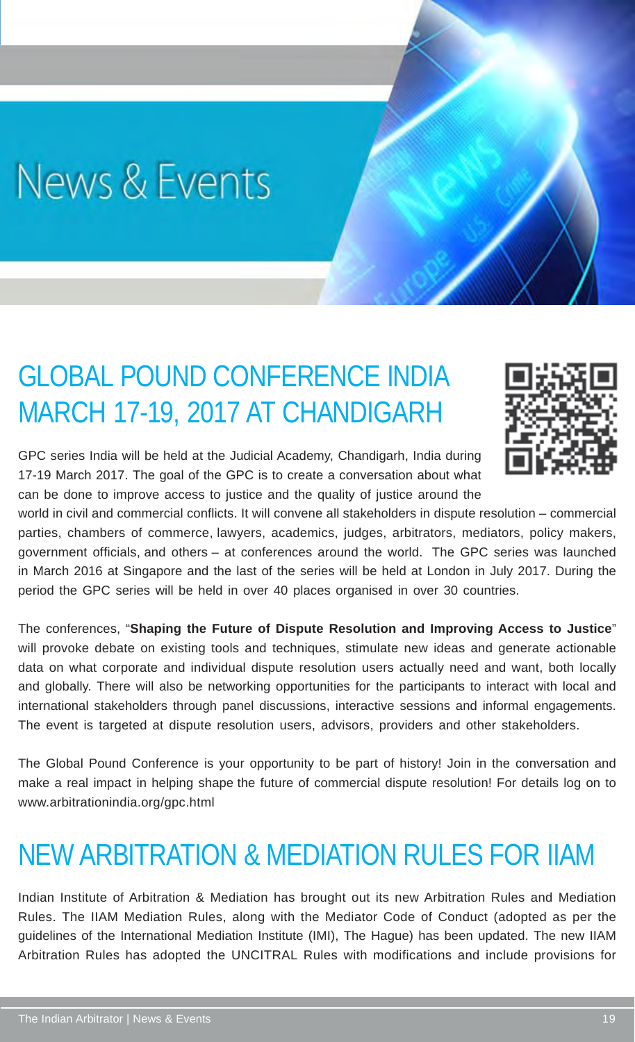# News & Events

## GLOBAL POUND CONFERENCE INDIA MARCH 17-19, 2017 AT CHANDIGARH

GPC series India will be held at the Judicial Academy, Chandigarh, India during 17-19 March 2017. The goal of the GPC is to create a conversation about what can be done to improve access to justice and the quality of justice around the world in civil and commercial conflicts. It will convene all stakeholders in dispute resolution – commercial parties, chambers of commerce, lawyers, academics, judges, arbitrators, mediators, policy makers, government officials, and others – at conferences around the world. The GPC series was launched in March 2016 at Singapore and the last of the series will be held at London in July 2017. During the period the GPC series will be held in over 40 places organised in over 30 countries.

The conferences, "**Shaping the Future of Dispute Resolution and Improving Access to Justice**" will provoke debate on existing tools and techniques, stimulate new ideas and generate actionable data on what corporate and individual dispute resolution users actually need and want, both locally and globally. There will also be networking opportunities for the participants to interact with local and international stakeholders through panel discussions, interactive sessions and informal engagements. The event is targeted at dispute resolution users, advisors, providers and other stakeholders.

The Global Pound Conference is your opportunity to be part of history! Join in the conversation and make a real impact in helping shape the future of commercial dispute resolution! For details log on to www.arbitrationindia.org/gpc.html

## NEW ARBITRATION & MEDIATION RULES FOR IIAM

Indian Institute of Arbitration & Mediation has brought out its new Arbitration Rules and Mediation Rules. The IIAM Mediation Rules, along with the Mediator Code of Conduct (adopted as per the guidelines of the International Mediation Institute (IMI), The Hague) has been updated. The new IIAM Arbitration Rules has adopted the UNCITRAL Rules with modifications and include provisions for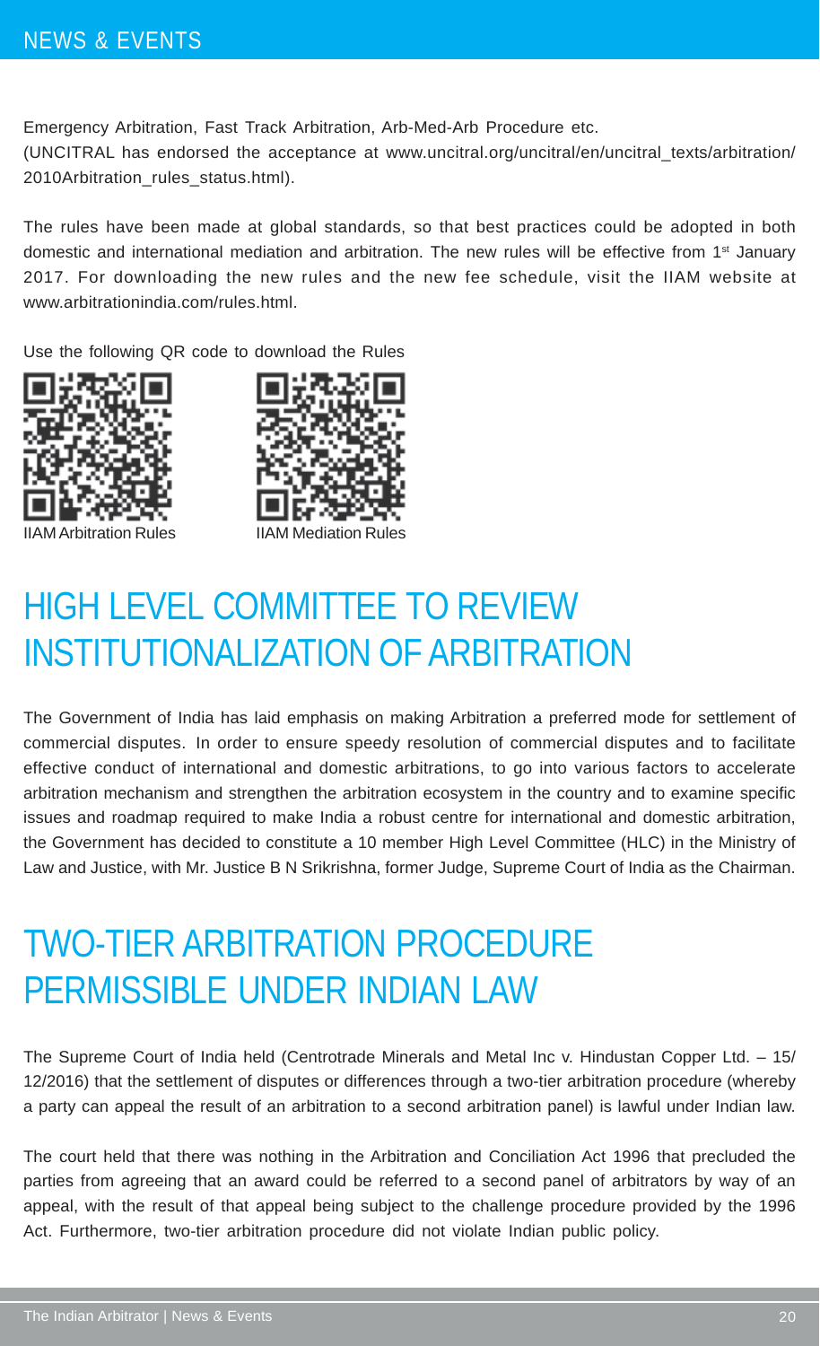Emergency Arbitration, Fast Track Arbitration, Arb-Med-Arb Procedure etc.
(UNCITRAL has endorsed the acceptance at www.uncitral.org/uncitral/en/uncitral_texts/arbitration/2010Arbitration_rules_status.html).

The rules have been made at global standards, so that best practices could be adopted in both domestic and international mediation and arbitration. The new rules will be effective from 1st January 2017. For downloading the new rules and the new fee schedule, visit the IIAM website at www.arbitrationindia.com/rules.html.

Use the following QR code to download the Rules

IIAM Arbitration Rules

IIAM Mediation Rules

# HIGH LEVEL COMMITTEE TO REVIEW INSTITUTIONALIZATION OF ARBITRATION

The Government of India has laid emphasis on making Arbitration a preferred mode for settlement of commercial disputes. In order to ensure speedy resolution of commercial disputes and to facilitate effective conduct of international and domestic arbitrations, to go into various factors to accelerate arbitration mechanism and strengthen the arbitration ecosystem in the country and to examine specific issues and roadmap required to make India a robust centre for international and domestic arbitration, the Government has decided to constitute a 10 member High Level Committee (HLC) in the Ministry of Law and Justice, with Mr. Justice B N Srikrishna, former Judge, Supreme Court of India as the Chairman.

# TWO-TIER ARBITRATION PROCEDURE PERMISSIBLE UNDER INDIAN LAW

The Supreme Court of India held (Centrotrade Minerals and Metal Inc v. Hindustan Copper Ltd. – 15/12/2016) that the settlement of disputes or differences through a two-tier arbitration procedure (whereby a party can appeal the result of an arbitration to a second arbitration panel) is lawful under Indian law.

The court held that there was nothing in the Arbitration and Conciliation Act 1996 that precluded the parties from agreeing that an award could be referred to a second panel of arbitrators by way of an appeal, with the result of that appeal being subject to the challenge procedure provided by the 1996 Act. Furthermore, two-tier arbitration procedure did not violate Indian public policy.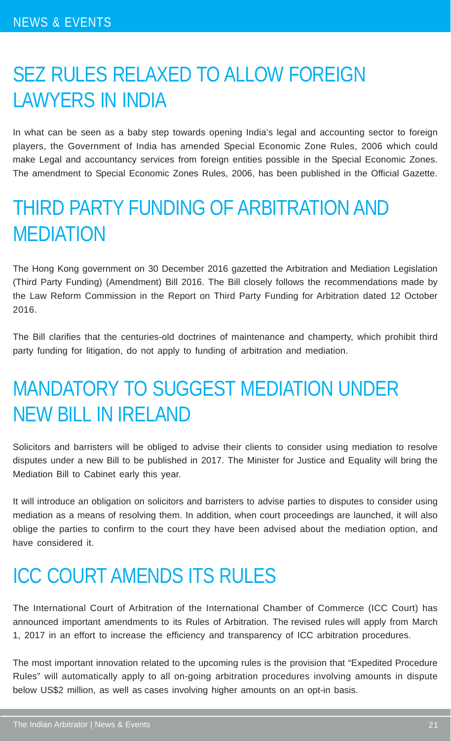# SEZ RULES RELAXED TO ALLOW FOREIGN LAWYERS IN INDIA

In what can be seen as a baby step towards opening India's legal and accounting sector to foreign players, the Government of India has amended Special Economic Zone Rules, 2006 which could make Legal and accountancy services from foreign entities possible in the Special Economic Zones. The amendment to Special Economic Zones Rules, 2006, has been published in the Official Gazette.

# THIRD PARTY FUNDING OF ARBITRATION AND MEDIATION

The Hong Kong government on 30 December 2016 gazetted the Arbitration and Mediation Legislation (Third Party Funding) (Amendment) Bill 2016. The Bill closely follows the recommendations made by the Law Reform Commission in the Report on Third Party Funding for Arbitration dated 12 October 2016.

The Bill clarifies that the centuries-old doctrines of maintenance and champerty, which prohibit third party funding for litigation, do not apply to funding of arbitration and mediation.

# MANDATORY TO SUGGEST MEDIATION UNDER NEW BILL IN IRELAND

Solicitors and barristers will be obliged to advise their clients to consider using mediation to resolve disputes under a new Bill to be published in 2017. The Minister for Justice and Equality will bring the Mediation Bill to Cabinet early this year.

It will introduce an obligation on solicitors and barristers to advise parties to disputes to consider using mediation as a means of resolving them. In addition, when court proceedings are launched, it will also oblige the parties to confirm to the court they have been advised about the mediation option, and have considered it.

# ICC COURT AMENDS ITS RULES

The International Court of Arbitration of the International Chamber of Commerce (ICC Court) has announced important amendments to its Rules of Arbitration. The revised rules will apply from March 1, 2017 in an effort to increase the efficiency and transparency of ICC arbitration procedures.

The most important innovation related to the upcoming rules is the provision that "Expedited Procedure Rules" will automatically apply to all on-going arbitration procedures involving amounts in dispute below US$2 million, as well as cases involving higher amounts on an opt-in basis.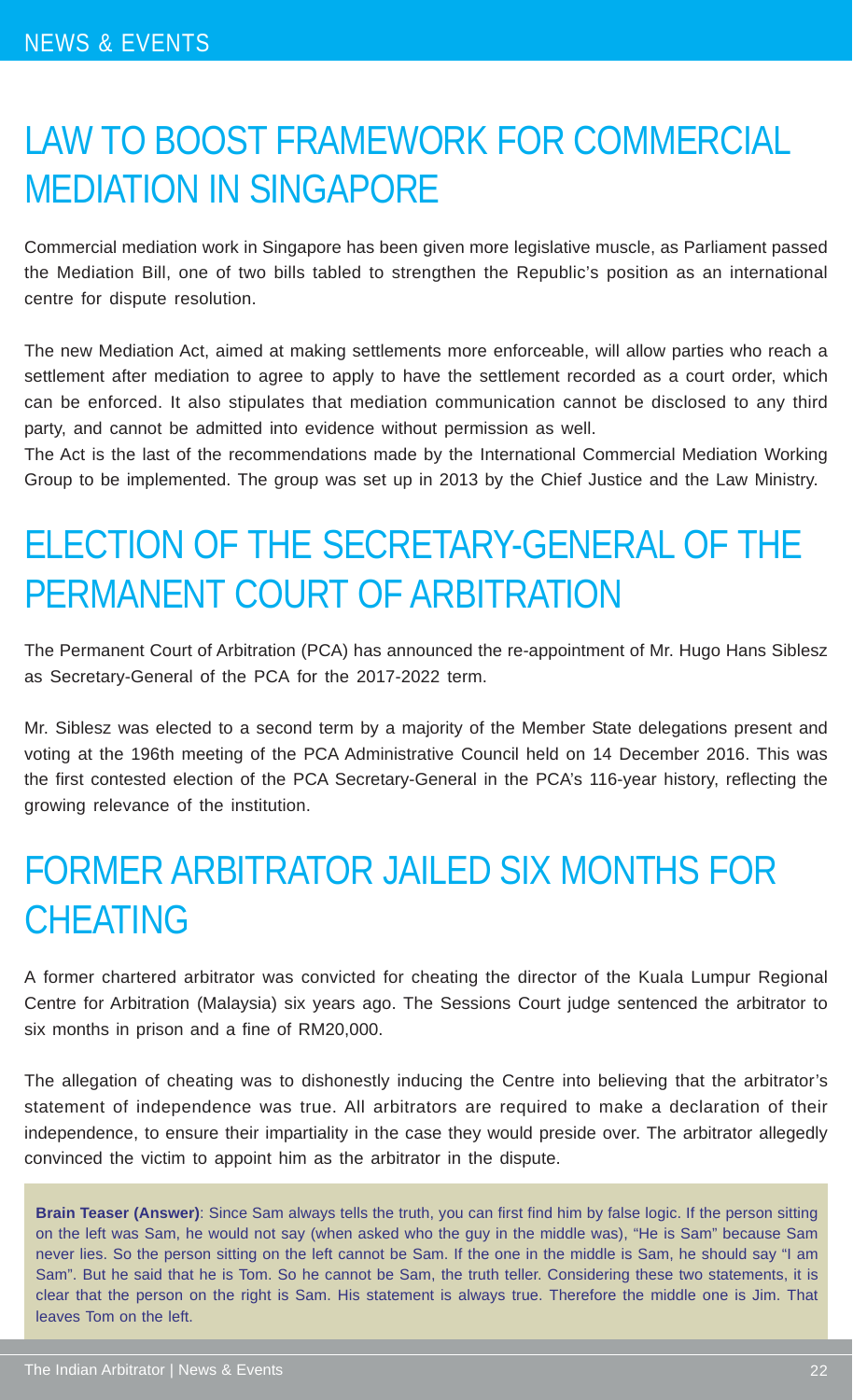# LAW TO BOOST FRAMEWORK FOR COMMERCIAL MEDIATION IN SINGAPORE

Commercial mediation work in Singapore has been given more legislative muscle, as Parliament passed the Mediation Bill, one of two bills tabled to strengthen the Republic's position as an international centre for dispute resolution.

The new Mediation Act, aimed at making settlements more enforceable, will allow parties who reach a settlement after mediation to agree to apply to have the settlement recorded as a court order, which can be enforced. It also stipulates that mediation communication cannot be disclosed to any third party, and cannot be admitted into evidence without permission as well.

The Act is the last of the recommendations made by the International Commercial Mediation Working Group to be implemented. The group was set up in 2013 by the Chief Justice and the Law Ministry.

# ELECTION OF THE SECRETARY-GENERAL OF THE PERMANENT COURT OF ARBITRATION

The Permanent Court of Arbitration (PCA) has announced the re-appointment of Mr. Hugo Hans Siblesz as Secretary-General of the PCA for the 2017-2022 term.

Mr. Siblesz was elected to a second term by a majority of the Member State delegations present and voting at the 196th meeting of the PCA Administrative Council held on 14 December 2016. This was the first contested election of the PCA Secretary-General in the PCA's 116-year history, reflecting the growing relevance of the institution.

# FORMER ARBITRATOR JAILED SIX MONTHS FOR CHEATING

A former chartered arbitrator was convicted for cheating the director of the Kuala Lumpur Regional Centre for Arbitration (Malaysia) six years ago. The Sessions Court judge sentenced the arbitrator to six months in prison and a fine of RM20,000.

The allegation of cheating was to dishonestly inducing the Centre into believing that the arbitrator's statement of independence was true. All arbitrators are required to make a declaration of their independence, to ensure their impartiality in the case they would preside over. The arbitrator allegedly convinced the victim to appoint him as the arbitrator in the dispute.

**Brain Teaser (Answer)**: Since Sam always tells the truth, you can first find him by false logic. If the person sitting on the left was Sam, he would not say (when asked who the guy in the middle was), "He is Sam" because Sam never lies. So the person sitting on the left cannot be Sam. If the one in the middle is Sam, he should say "I am Sam". But he said that he is Tom. So he cannot be Sam, the truth teller. Considering these two statements, it is clear that the person on the right is Sam. His statement is always true. Therefore the middle one is Jim. That leaves Tom on the left.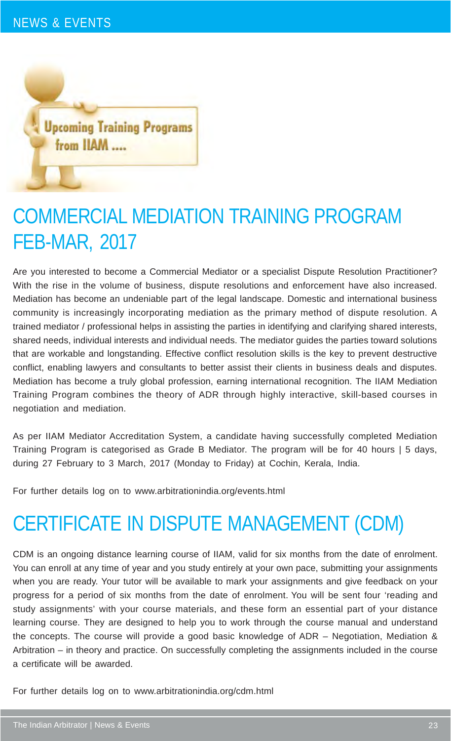## NEWS & EVENTS

Upcoming Training Programs from IIAM ....

# COMMERCIAL MEDIATION TRAINING PROGRAM FEB-MAR, 2017

Are you interested to become a Commercial Mediator or a specialist Dispute Resolution Practitioner? With the rise in the volume of business, dispute resolutions and enforcement have also increased. Mediation has become an undeniable part of the legal landscape. Domestic and international business community is increasingly incorporating mediation as the primary method of dispute resolution. A trained mediator / professional helps in assisting the parties in identifying and clarifying shared interests, shared needs, individual interests and individual needs. The mediator guides the parties toward solutions that are workable and longstanding. Effective conflict resolution skills is the key to prevent destructive conflict, enabling lawyers and consultants to better assist their clients in business deals and disputes. Mediation has become a truly global profession, earning international recognition. The IIAM Mediation Training Program combines the theory of ADR through highly interactive, skill-based courses in negotiation and mediation.

As per IIAM Mediator Accreditation System, a candidate having successfully completed Mediation Training Program is categorised as Grade B Mediator. The program will be for 40 hours | 5 days, during 27 February to 3 March, 2017 (Monday to Friday) at Cochin, Kerala, India.

For further details log on to www.arbitrationindia.org/events.html

# CERTIFICATE IN DISPUTE MANAGEMENT (CDM)

CDM is an ongoing distance learning course of IIAM, valid for six months from the date of enrolment. You can enroll at any time of year and you study entirely at your own pace, submitting your assignments when you are ready. Your tutor will be available to mark your assignments and give feedback on your progress for a period of six months from the date of enrolment. You will be sent four 'reading and study assignments' with your course materials, and these form an essential part of your distance learning course. They are designed to help you to work through the course manual and understand the concepts. The course will provide a good basic knowledge of ADR – Negotiation, Mediation & Arbitration – in theory and practice. On successfully completing the assignments included in the course a certificate will be awarded.

For further details log on to www.arbitrationindia.org/cdm.html